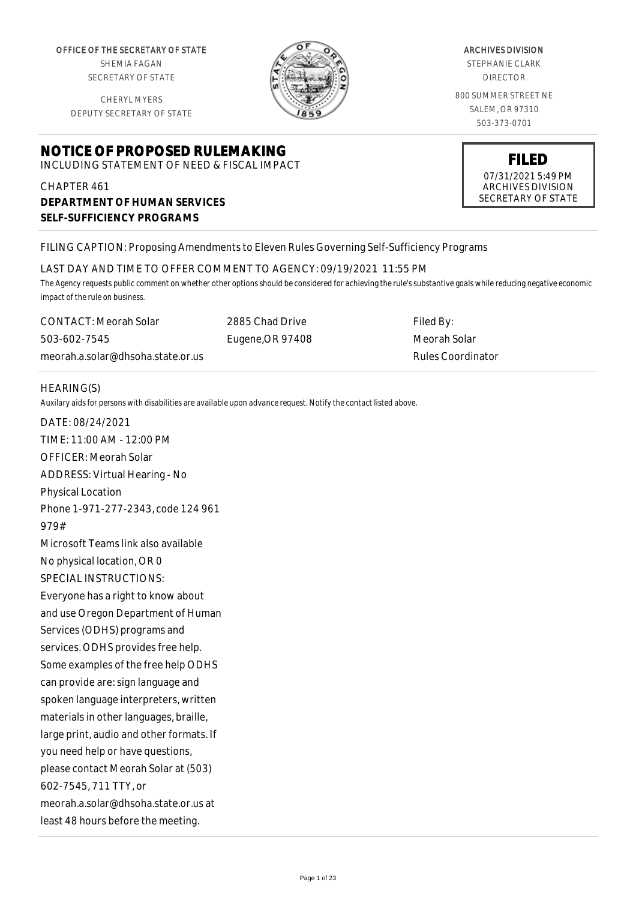OFFICE OF THE SECRETARY OF STATE
SHEMIA FAGAN
SECRETARY OF STATE

CHERYL MYERS
DEPUTY SECRETARY OF STATE

ARCHIVES DIVISION
STEPHANIE CLARK
DIRECTOR

800 SUMMER STREET NE
SALEM, OR 97310
503-373-0701

**FILED**
07/31/2021 5:49 PM
ARCHIVES DIVISION
SECRETARY OF STATE

# NOTICE OF PROPOSED RULEMAKING

INCLUDING STATEMENT OF NEED & FISCAL IMPACT

CHAPTER 461
**DEPARTMENT OF HUMAN SERVICES**
**SELF-SUFFICIENCY PROGRAMS**

FILING CAPTION: Proposing Amendments to Eleven Rules Governing Self-Sufficiency Programs

LAST DAY AND TIME TO OFFER COMMENT TO AGENCY: 09/19/2021 11:55 PM

*The Agency requests public comment on whether other options should be considered for achieving the rule's substantive goals while reducing negative economic impact of the rule on business.*

| CONTACT: Meorah Solar | 2885 Chad Drive | Filed By: |
|---|---|---|
| 503-602-7545 | Eugene,OR 97408 | Meorah Solar |
| meorah.a.solar@dhsoha.state.or.us | | Rules Coordinator |

HEARING(S)

*Auxilary aids for persons with disabilities are available upon advance request. Notify the contact listed above.*

DATE: 08/24/2021
TIME: 11:00 AM - 12:00 PM
OFFICER: Meorah Solar
ADDRESS: Virtual Hearing - No Physical Location
Phone 1-971-277-2343, code 124 961 979#
Microsoft Teams link also available
No physical location, OR 0
SPECIAL INSTRUCTIONS:
Everyone has a right to know about and use Oregon Department of Human Services (ODHS) programs and services. ODHS provides free help. Some examples of the free help ODHS can provide are: sign language and spoken language interpreters, written materials in other languages, braille, large print, audio and other formats. If you need help or have questions, please contact Meorah Solar at (503) 602-7545, 711 TTY, or meorah.a.solar@dhsoha.state.or.us at least 48 hours before the meeting.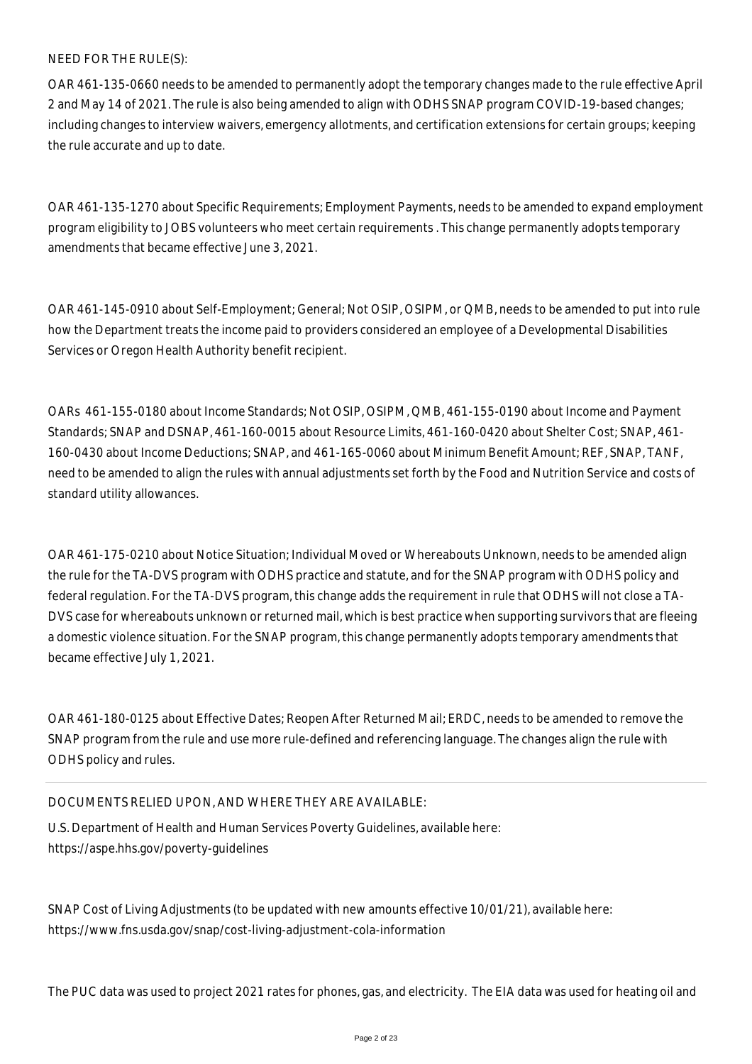NEED FOR THE RULE(S):

OAR 461-135-0660 needs to be amended to permanently adopt the temporary changes made to the rule effective April 2 and May 14 of 2021. The rule is also being amended to align with ODHS SNAP program COVID-19-based changes; including changes to interview waivers, emergency allotments, and certification extensions for certain groups; keeping the rule accurate and up to date.

OAR 461-135-1270 about Specific Requirements; Employment Payments, needs to be amended to expand employment program eligibility to JOBS volunteers who meet certain requirements . This change permanently adopts temporary amendments that became effective June 3, 2021.

OAR 461-145-0910 about Self-Employment; General; Not OSIP, OSIPM, or QMB, needs to be amended to put into rule how the Department treats the income paid to providers considered an employee of a Developmental Disabilities Services or Oregon Health Authority benefit recipient.

OARs 461-155-0180 about Income Standards; Not OSIP, OSIPM, QMB, 461-155-0190 about Income and Payment Standards; SNAP and DSNAP, 461-160-0015 about Resource Limits, 461-160-0420 about Shelter Cost; SNAP, 461-160-0430 about Income Deductions; SNAP, and 461-165-0060 about Minimum Benefit Amount; REF, SNAP, TANF, need to be amended to align the rules with annual adjustments set forth by the Food and Nutrition Service and costs of standard utility allowances.

OAR 461-175-0210 about Notice Situation; Individual Moved or Whereabouts Unknown, needs to be amended align the rule for the TA-DVS program with ODHS practice and statute, and for the SNAP program with ODHS policy and federal regulation. For the TA-DVS program, this change adds the requirement in rule that ODHS will not close a TA-DVS case for whereabouts unknown or returned mail, which is best practice when supporting survivors that are fleeing a domestic violence situation. For the SNAP program, this change permanently adopts temporary amendments that became effective July 1, 2021.

OAR 461-180-0125 about Effective Dates; Reopen After Returned Mail; ERDC, needs to be amended to remove the SNAP program from the rule and use more rule-defined and referencing language. The changes align the rule with ODHS policy and rules.

DOCUMENTS RELIED UPON, AND WHERE THEY ARE AVAILABLE:

U.S. Department of Health and Human Services Poverty Guidelines, available here:
https://aspe.hhs.gov/poverty-guidelines

SNAP Cost of Living Adjustments (to be updated with new amounts effective 10/01/21), available here:
https://www.fns.usda.gov/snap/cost-living-adjustment-cola-information

The PUC data was used to project 2021 rates for phones, gas, and electricity. The EIA data was used for heating oil and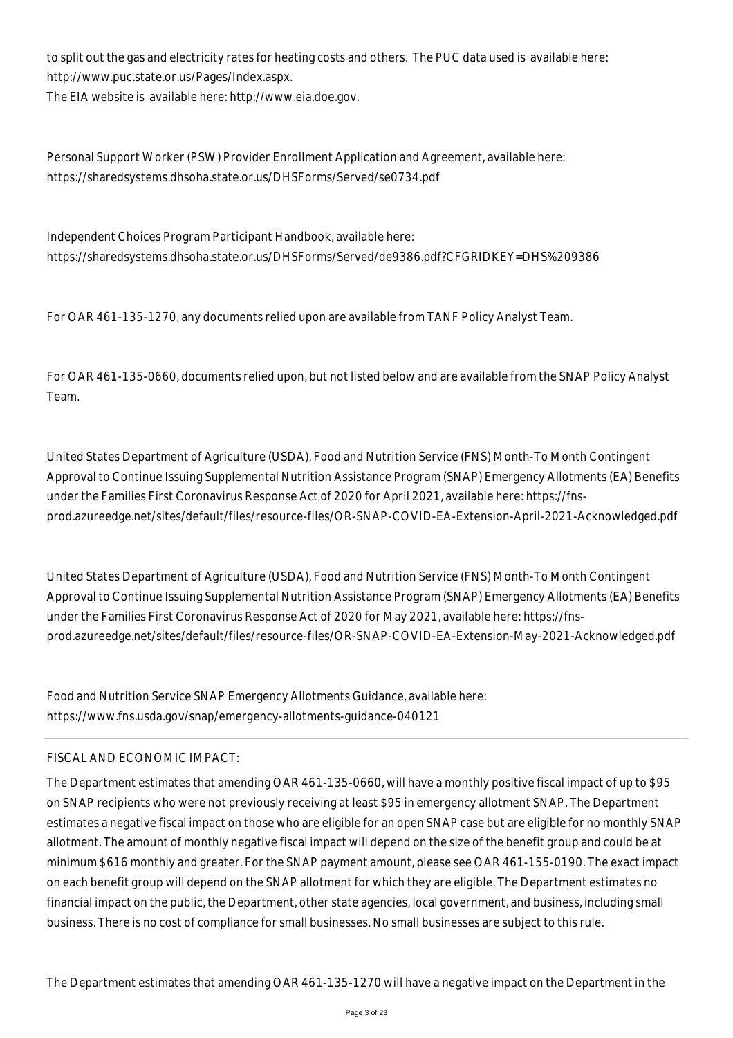to split out the gas and electricity rates for heating costs and others. The PUC data used is available here: http://www.puc.state.or.us/Pages/Index.aspx.
The EIA website is available here: http://www.eia.doe.gov.

Personal Support Worker (PSW) Provider Enrollment Application and Agreement, available here: https://sharedsystems.dhsoha.state.or.us/DHSForms/Served/se0734.pdf

Independent Choices Program Participant Handbook, available here: https://sharedsystems.dhsoha.state.or.us/DHSForms/Served/de9386.pdf?CFGRIDKEY=DHS%209386

For OAR 461-135-1270, any documents relied upon are available from TANF Policy Analyst Team.

For OAR 461-135-0660, documents relied upon, but not listed below and are available from the SNAP Policy Analyst Team.

United States Department of Agriculture (USDA), Food and Nutrition Service (FNS) Month-To Month Contingent Approval to Continue Issuing Supplemental Nutrition Assistance Program (SNAP) Emergency Allotments (EA) Benefits under the Families First Coronavirus Response Act of 2020 for April 2021, available here: https://fns-prod.azureedge.net/sites/default/files/resource-files/OR-SNAP-COVID-EA-Extension-April-2021-Acknowledged.pdf

United States Department of Agriculture (USDA), Food and Nutrition Service (FNS) Month-To Month Contingent Approval to Continue Issuing Supplemental Nutrition Assistance Program (SNAP) Emergency Allotments (EA) Benefits under the Families First Coronavirus Response Act of 2020 for May 2021, available here: https://fns-prod.azureedge.net/sites/default/files/resource-files/OR-SNAP-COVID-EA-Extension-May-2021-Acknowledged.pdf

Food and Nutrition Service SNAP Emergency Allotments Guidance, available here: https://www.fns.usda.gov/snap/emergency-allotments-guidance-040121

FISCAL AND ECONOMIC IMPACT:

The Department estimates that amending OAR 461-135-0660, will have a monthly positive fiscal impact of up to $95 on SNAP recipients who were not previously receiving at least $95 in emergency allotment SNAP. The Department estimates a negative fiscal impact on those who are eligible for an open SNAP case but are eligible for no monthly SNAP allotment. The amount of monthly negative fiscal impact will depend on the size of the benefit group and could be at minimum $616 monthly and greater. For the SNAP payment amount, please see OAR 461-155-0190. The exact impact on each benefit group will depend on the SNAP allotment for which they are eligible. The Department estimates no financial impact on the public, the Department, other state agencies, local government, and business, including small business. There is no cost of compliance for small businesses. No small businesses are subject to this rule.

The Department estimates that amending OAR 461-135-1270 will have a negative impact on the Department in the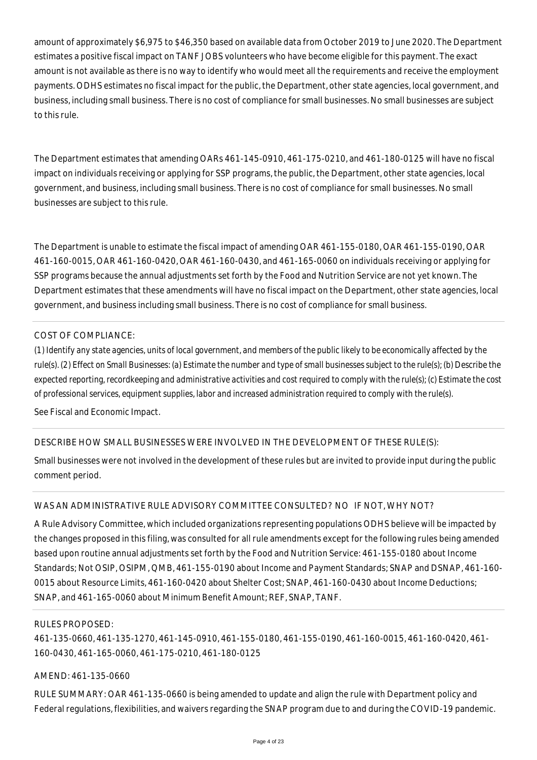amount of approximately $6,975 to $46,350 based on available data from October 2019 to June 2020. The Department estimates a positive fiscal impact on TANF JOBS volunteers who have become eligible for this payment. The exact amount is not available as there is no way to identify who would meet all the requirements and receive the employment payments. ODHS estimates no fiscal impact for the public, the Department, other state agencies, local government, and business, including small business. There is no cost of compliance for small businesses. No small businesses are subject to this rule.

The Department estimates that amending OARs 461-145-0910, 461-175-0210, and 461-180-0125 will have no fiscal impact on individuals receiving or applying for SSP programs, the public, the Department, other state agencies, local government, and business, including small business. There is no cost of compliance for small businesses. No small businesses are subject to this rule.

The Department is unable to estimate the fiscal impact of amending OAR 461-155-0180, OAR 461-155-0190, OAR 461-160-0015, OAR 461-160-0420, OAR 461-160-0430, and 461-165-0060 on individuals receiving or applying for SSP programs because the annual adjustments set forth by the Food and Nutrition Service are not yet known. The Department estimates that these amendments will have no fiscal impact on the Department, other state agencies, local government, and business including small business. There is no cost of compliance for small business.

COST OF COMPLIANCE:

*(1) Identify any state agencies, units of local government, and members of the public likely to be economically affected by the rule(s). (2) Effect on Small Businesses: (a) Estimate the number and type of small businesses subject to the rule(s); (b) Describe the expected reporting, recordkeeping and administrative activities and cost required to comply with the rule(s); (c) Estimate the cost of professional services, equipment supplies, labor and increased administration required to comply with the rule(s).*

See Fiscal and Economic Impact.

DESCRIBE HOW SMALL BUSINESSES WERE INVOLVED IN THE DEVELOPMENT OF THESE RULE(S):

Small businesses were not involved in the development of these rules but are invited to provide input during the public comment period.

WAS AN ADMINISTRATIVE RULE ADVISORY COMMITTEE CONSULTED? NO IF NOT, WHY NOT?

A Rule Advisory Committee, which included organizations representing populations ODHS believe will be impacted by the changes proposed in this filing, was consulted for all rule amendments except for the following rules being amended based upon routine annual adjustments set forth by the Food and Nutrition Service: 461-155-0180 about Income Standards; Not OSIP, OSIPM, QMB, 461-155-0190 about Income and Payment Standards; SNAP and DSNAP, 461-160-0015 about Resource Limits, 461-160-0420 about Shelter Cost; SNAP, 461-160-0430 about Income Deductions; SNAP, and 461-165-0060 about Minimum Benefit Amount; REF, SNAP, TANF.

RULES PROPOSED:

461-135-0660, 461-135-1270, 461-145-0910, 461-155-0180, 461-155-0190, 461-160-0015, 461-160-0420, 461-160-0430, 461-165-0060, 461-175-0210, 461-180-0125

AMEND: 461-135-0660

RULE SUMMARY: OAR 461-135-0660 is being amended to update and align the rule with Department policy and Federal regulations, flexibilities, and waivers regarding the SNAP program due to and during the COVID-19 pandemic.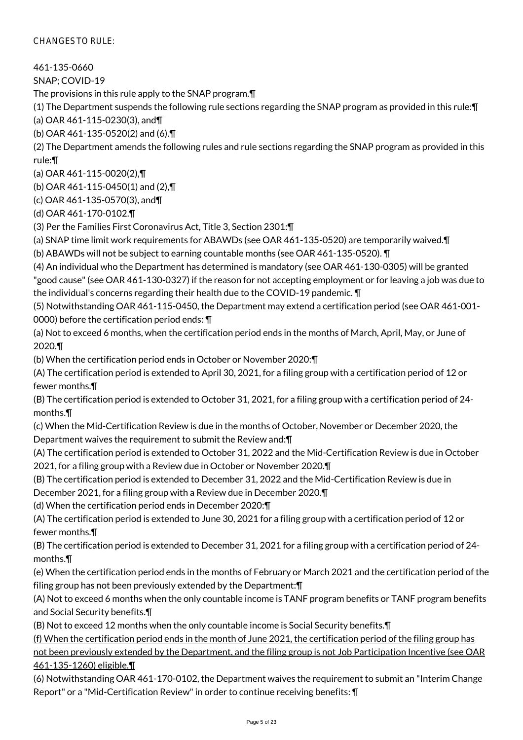CHANGES TO RULE:

461-135-0660
SNAP; COVID-19

The provisions in this rule apply to the SNAP program.¶

(1) The Department suspends the following rule sections regarding the SNAP program as provided in this rule:¶
(a) OAR 461-115-0230(3), and¶
(b) OAR 461-135-0520(2) and (6).¶

(2) The Department amends the following rules and rule sections regarding the SNAP program as provided in this rule:¶
(a) OAR 461-115-0020(2),¶
(b) OAR 461-115-0450(1) and (2),¶
(c) OAR 461-135-0570(3), and¶
(d) OAR 461-170-0102.¶

(3) Per the Families First Coronavirus Act, Title 3, Section 2301:¶
(a) SNAP time limit work requirements for ABAWDs (see OAR 461-135-0520) are temporarily waived.¶
(b) ABAWDs will not be subject to earning countable months (see OAR 461-135-0520). ¶

(4) An individual who the Department has determined is mandatory (see OAR 461-130-0305) will be granted "good cause" (see OAR 461-130-0327) if the reason for not accepting employment or for leaving a job was due to the individual's concerns regarding their health due to the COVID-19 pandemic. ¶

(5) Notwithstanding OAR 461-115-0450, the Department may extend a certification period (see OAR 461-001-0000) before the certification period ends: ¶
(a) Not to exceed 6 months, when the certification period ends in the months of March, April, May, or June of 2020.¶
(b) When the certification period ends in October or November 2020:¶
(A) The certification period is extended to April 30, 2021, for a filing group with a certification period of 12 or fewer months.¶
(B) The certification period is extended to October 31, 2021, for a filing group with a certification period of 24-months.¶
(c) When the Mid-Certification Review is due in the months of October, November or December 2020, the Department waives the requirement to submit the Review and:¶
(A) The certification period is extended to October 31, 2022 and the Mid-Certification Review is due in October 2021, for a filing group with a Review due in October or November 2020.¶
(B) The certification period is extended to December 31, 2022 and the Mid-Certification Review is due in December 2021, for a filing group with a Review due in December 2020.¶
(d) When the certification period ends in December 2020:¶
(A) The certification period is extended to June 30, 2021 for a filing group with a certification period of 12 or fewer months.¶
(B) The certification period is extended to December 31, 2021 for a filing group with a certification period of 24-months.¶
(e) When the certification period ends in the months of February or March 2021 and the certification period of the filing group has not been previously extended by the Department:¶
(A) Not to exceed 6 months when the only countable income is TANF program benefits or TANF program benefits and Social Security benefits.¶
(B) Not to exceed 12 months when the only countable income is Social Security benefits.¶
(f) When the certification period ends in the month of June 2021, the certification period of the filing group has not been previously extended by the Department, and the filing group is not Job Participation Incentive (see OAR 461-135-1260) eligible.¶

(6) Notwithstanding OAR 461-170-0102, the Department waives the requirement to submit an "Interim Change Report" or a "Mid-Certification Review" in order to continue receiving benefits: ¶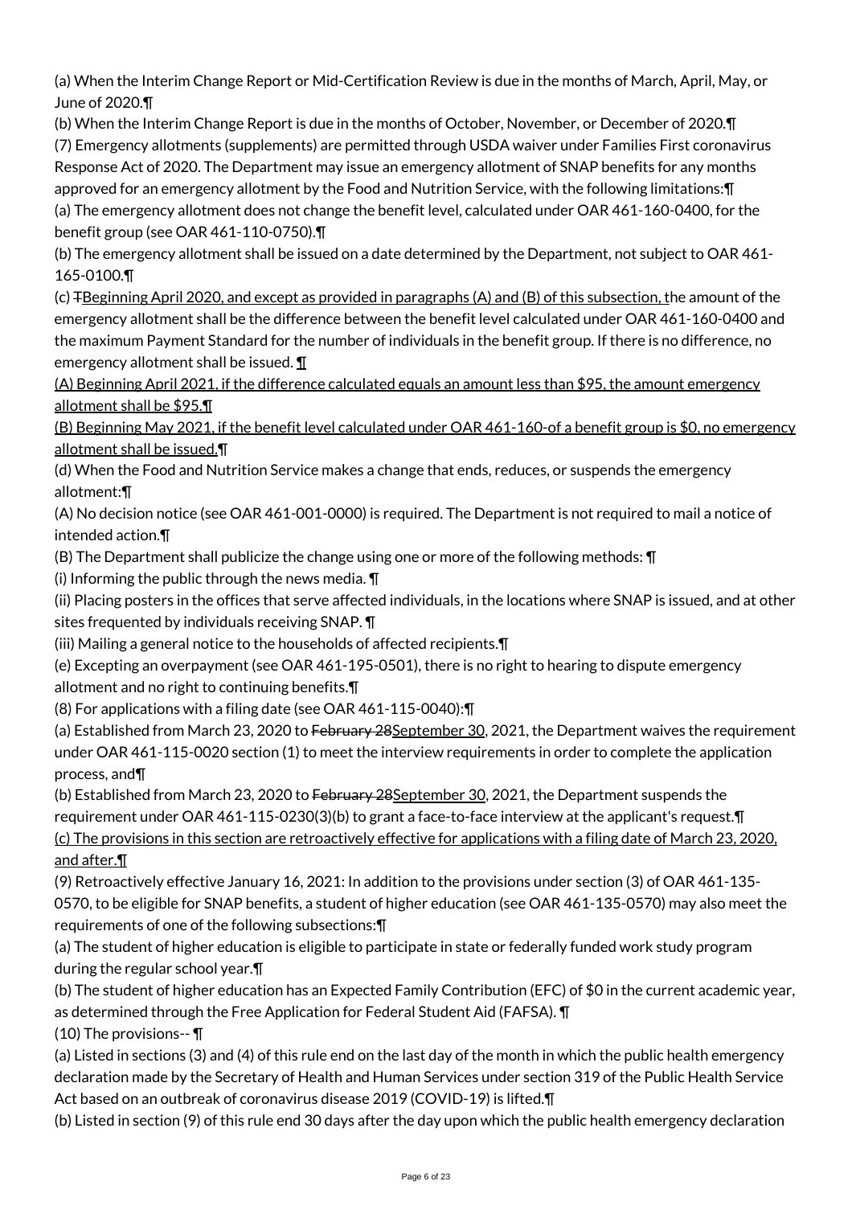(a) When the Interim Change Report or Mid-Certification Review is due in the months of March, April, May, or June of 2020.¶

(b) When the Interim Change Report is due in the months of October, November, or December of 2020.¶

(7) Emergency allotments (supplements) are permitted through USDA waiver under Families First coronavirus Response Act of 2020. The Department may issue an emergency allotment of SNAP benefits for any months approved for an emergency allotment by the Food and Nutrition Service, with the following limitations:¶

(a) The emergency allotment does not change the benefit level, calculated under OAR 461-160-0400, for the benefit group (see OAR 461-110-0750).¶

(b) The emergency allotment shall be issued on a date determined by the Department, not subject to OAR 461-165-0100.¶

(c) ~~T~~Beginning April 2020, and except as provided in paragraphs (A) and (B) of this subsection, the amount of the emergency allotment shall be the difference between the benefit level calculated under OAR 461-160-0400 and the maximum Payment Standard for the number of individuals in the benefit group. If there is no difference, no emergency allotment shall be issued. ¶

(A) Beginning April 2021, if the difference calculated equals an amount less than $95, the amount emergency allotment shall be $95.¶

(B) Beginning May 2021, if the benefit level calculated under OAR 461-160-of a benefit group is $0, no emergency allotment shall be issued.¶

(d) When the Food and Nutrition Service makes a change that ends, reduces, or suspends the emergency allotment:¶

(A) No decision notice (see OAR 461-001-0000) is required. The Department is not required to mail a notice of intended action.¶

(B) The Department shall publicize the change using one or more of the following methods: ¶

(i) Informing the public through the news media. ¶

(ii) Placing posters in the offices that serve affected individuals, in the locations where SNAP is issued, and at other sites frequented by individuals receiving SNAP. ¶

(iii) Mailing a general notice to the households of affected recipients.¶

(e) Excepting an overpayment (see OAR 461-195-0501), there is no right to hearing to dispute emergency allotment and no right to continuing benefits.¶

(8) For applications with a filing date (see OAR 461-115-0040):¶

(a) Established from March 23, 2020 to ~~February 28~~September 30, 2021, the Department waives the requirement under OAR 461-115-0020 section (1) to meet the interview requirements in order to complete the application process, and¶

(b) Established from March 23, 2020 to ~~February 28~~September 30, 2021, the Department suspends the requirement under OAR 461-115-0230(3)(b) to grant a face-to-face interview at the applicant's request.¶

(c) The provisions in this section are retroactively effective for applications with a filing date of March 23, 2020, and after.¶

(9) Retroactively effective January 16, 2021: In addition to the provisions under section (3) of OAR 461-135-0570, to be eligible for SNAP benefits, a student of higher education (see OAR 461-135-0570) may also meet the requirements of one of the following subsections:¶

(a) The student of higher education is eligible to participate in state or federally funded work study program during the regular school year.¶

(b) The student of higher education has an Expected Family Contribution (EFC) of $0 in the current academic year, as determined through the Free Application for Federal Student Aid (FAFSA). ¶

(10) The provisions-- ¶

(a) Listed in sections (3) and (4) of this rule end on the last day of the month in which the public health emergency declaration made by the Secretary of Health and Human Services under section 319 of the Public Health Service Act based on an outbreak of coronavirus disease 2019 (COVID-19) is lifted.¶

(b) Listed in section (9) of this rule end 30 days after the day upon which the public health emergency declaration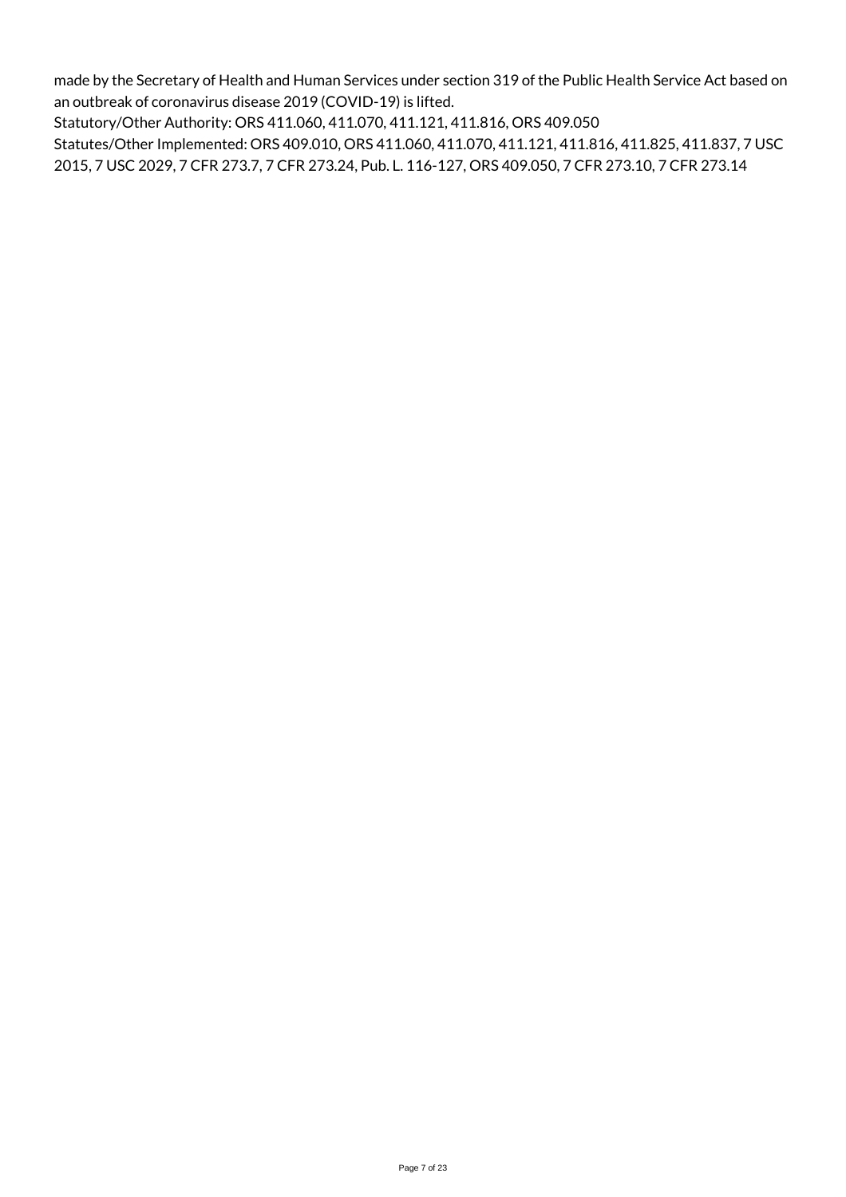made by the Secretary of Health and Human Services under section 319 of the Public Health Service Act based on an outbreak of coronavirus disease 2019 (COVID-19) is lifted.

Statutory/Other Authority: ORS 411.060, 411.070, 411.121, 411.816, ORS 409.050

Statutes/Other Implemented: ORS 409.010, ORS 411.060, 411.070, 411.121, 411.816, 411.825, 411.837, 7 USC 2015, 7 USC 2029, 7 CFR 273.7, 7 CFR 273.24, Pub. L. 116-127, ORS 409.050, 7 CFR 273.10, 7 CFR 273.14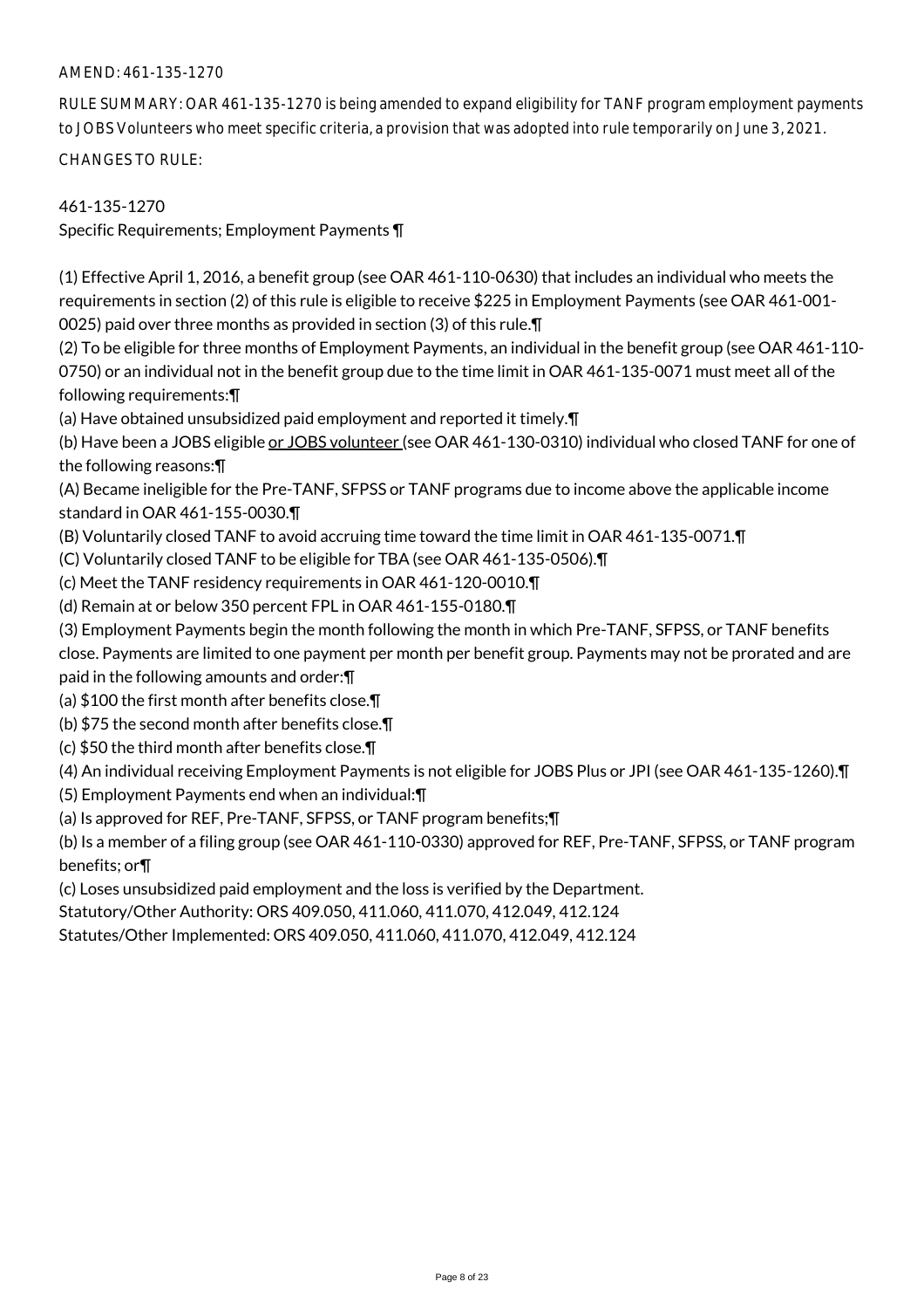AMEND: 461-135-1270

RULE SUMMARY: OAR 461-135-1270 is being amended to expand eligibility for TANF program employment payments to JOBS Volunteers who meet specific criteria, a provision that was adopted into rule temporarily on June 3, 2021.

CHANGES TO RULE:

461-135-1270
Specific Requirements; Employment Payments ¶

(1) Effective April 1, 2016, a benefit group (see OAR 461-110-0630) that includes an individual who meets the requirements in section (2) of this rule is eligible to receive $225 in Employment Payments (see OAR 461-001-0025) paid over three months as provided in section (3) of this rule.¶
(2) To be eligible for three months of Employment Payments, an individual in the benefit group (see OAR 461-110-0750) or an individual not in the benefit group due to the time limit in OAR 461-135-0071 must meet all of the following requirements:¶
(a) Have obtained unsubsidized paid employment and reported it timely.¶
(b) Have been a JOBS eligible <u>or JOBS volunteer</u> (see OAR 461-130-0310) individual who closed TANF for one of the following reasons:¶
(A) Became ineligible for the Pre-TANF, SFPSS or TANF programs due to income above the applicable income standard in OAR 461-155-0030.¶
(B) Voluntarily closed TANF to avoid accruing time toward the time limit in OAR 461-135-0071.¶
(C) Voluntarily closed TANF to be eligible for TBA (see OAR 461-135-0506).¶
(c) Meet the TANF residency requirements in OAR 461-120-0010.¶
(d) Remain at or below 350 percent FPL in OAR 461-155-0180.¶
(3) Employment Payments begin the month following the month in which Pre-TANF, SFPSS, or TANF benefits close. Payments are limited to one payment per month per benefit group. Payments may not be prorated and are paid in the following amounts and order:¶
(a) $100 the first month after benefits close.¶
(b) $75 the second month after benefits close.¶
(c) $50 the third month after benefits close.¶
(4) An individual receiving Employment Payments is not eligible for JOBS Plus or JPI (see OAR 461-135-1260).¶
(5) Employment Payments end when an individual:¶
(a) Is approved for REF, Pre-TANF, SFPSS, or TANF program benefits;¶
(b) Is a member of a filing group (see OAR 461-110-0330) approved for REF, Pre-TANF, SFPSS, or TANF program benefits; or¶
(c) Loses unsubsidized paid employment and the loss is verified by the Department.

Statutory/Other Authority: ORS 409.050, 411.060, 411.070, 412.049, 412.124
Statutes/Other Implemented: ORS 409.050, 411.060, 411.070, 412.049, 412.124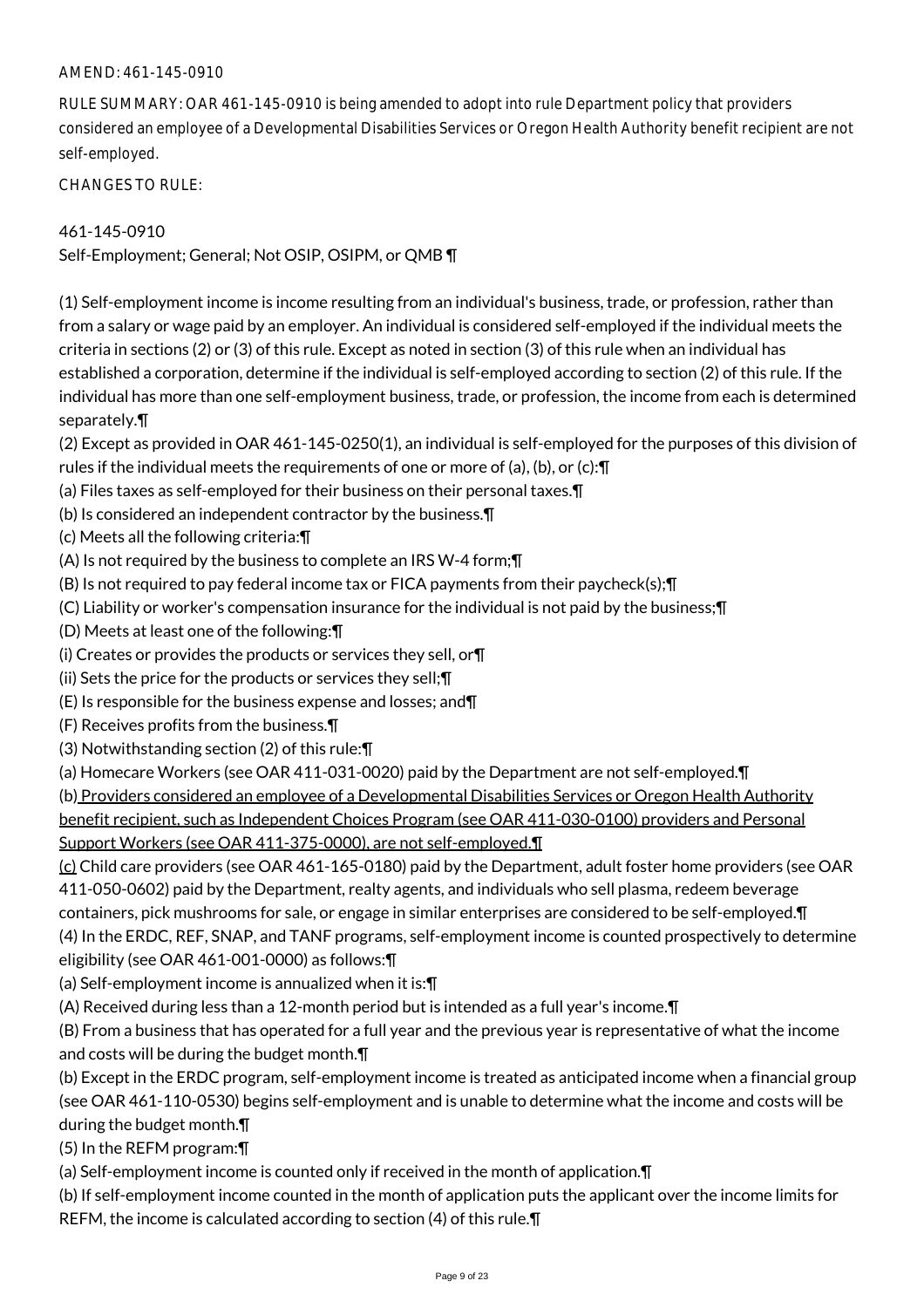AMEND: 461-145-0910

RULE SUMMARY: OAR 461-145-0910 is being amended to adopt into rule Department policy that providers considered an employee of a Developmental Disabilities Services or Oregon Health Authority benefit recipient are not self-employed.

CHANGES TO RULE:

461-145-0910
Self-Employment; General; Not OSIP, OSIPM, or QMB ¶

(1) Self-employment income is income resulting from an individual's business, trade, or profession, rather than from a salary or wage paid by an employer. An individual is considered self-employed if the individual meets the criteria in sections (2) or (3) of this rule. Except as noted in section (3) of this rule when an individual has established a corporation, determine if the individual is self-employed according to section (2) of this rule. If the individual has more than one self-employment business, trade, or profession, the income from each is determined separately.¶
(2) Except as provided in OAR 461-145-0250(1), an individual is self-employed for the purposes of this division of rules if the individual meets the requirements of one or more of (a), (b), or (c):¶
(a) Files taxes as self-employed for their business on their personal taxes.¶
(b) Is considered an independent contractor by the business.¶
(c) Meets all the following criteria:¶
(A) Is not required by the business to complete an IRS W-4 form;¶
(B) Is not required to pay federal income tax or FICA payments from their paycheck(s);¶
(C) Liability or worker's compensation insurance for the individual is not paid by the business;¶
(D) Meets at least one of the following:¶
(i) Creates or provides the products or services they sell, or¶
(ii) Sets the price for the products or services they sell;¶
(E) Is responsible for the business expense and losses; and¶
(F) Receives profits from the business.¶
(3) Notwithstanding section (2) of this rule:¶
(a) Homecare Workers (see OAR 411-031-0020) paid by the Department are not self-employed.¶
(b) Providers considered an employee of a Developmental Disabilities Services or Oregon Health Authority benefit recipient, such as Independent Choices Program (see OAR 411-030-0100) providers and Personal Support Workers (see OAR 411-375-0000), are not self-employed.¶
(c) Child care providers (see OAR 461-165-0180) paid by the Department, adult foster home providers (see OAR 411-050-0602) paid by the Department, realty agents, and individuals who sell plasma, redeem beverage containers, pick mushrooms for sale, or engage in similar enterprises are considered to be self-employed.¶
(4) In the ERDC, REF, SNAP, and TANF programs, self-employment income is counted prospectively to determine eligibility (see OAR 461-001-0000) as follows:¶
(a) Self-employment income is annualized when it is:¶
(A) Received during less than a 12-month period but is intended as a full year's income.¶
(B) From a business that has operated for a full year and the previous year is representative of what the income and costs will be during the budget month.¶
(b) Except in the ERDC program, self-employment income is treated as anticipated income when a financial group (see OAR 461-110-0530) begins self-employment and is unable to determine what the income and costs will be during the budget month.¶
(5) In the REFM program:¶
(a) Self-employment income is counted only if received in the month of application.¶
(b) If self-employment income counted in the month of application puts the applicant over the income limits for REFM, the income is calculated according to section (4) of this rule.¶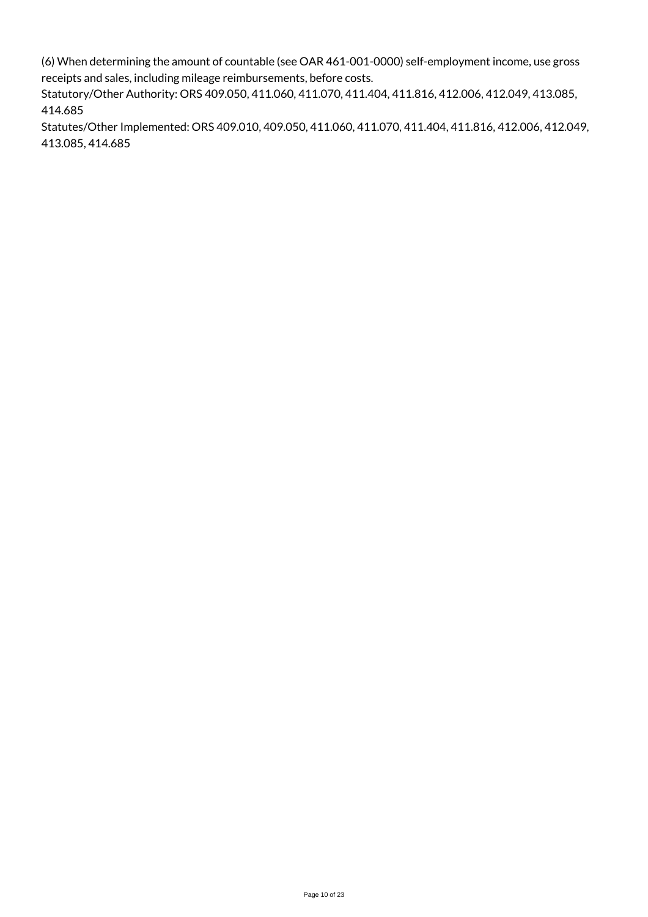(6) When determining the amount of countable (see OAR 461-001-0000) self-employment income, use gross receipts and sales, including mileage reimbursements, before costs.

Statutory/Other Authority: ORS 409.050, 411.060, 411.070, 411.404, 411.816, 412.006, 412.049, 413.085, 414.685

Statutes/Other Implemented: ORS 409.010, 409.050, 411.060, 411.070, 411.404, 411.816, 412.006, 412.049, 413.085, 414.685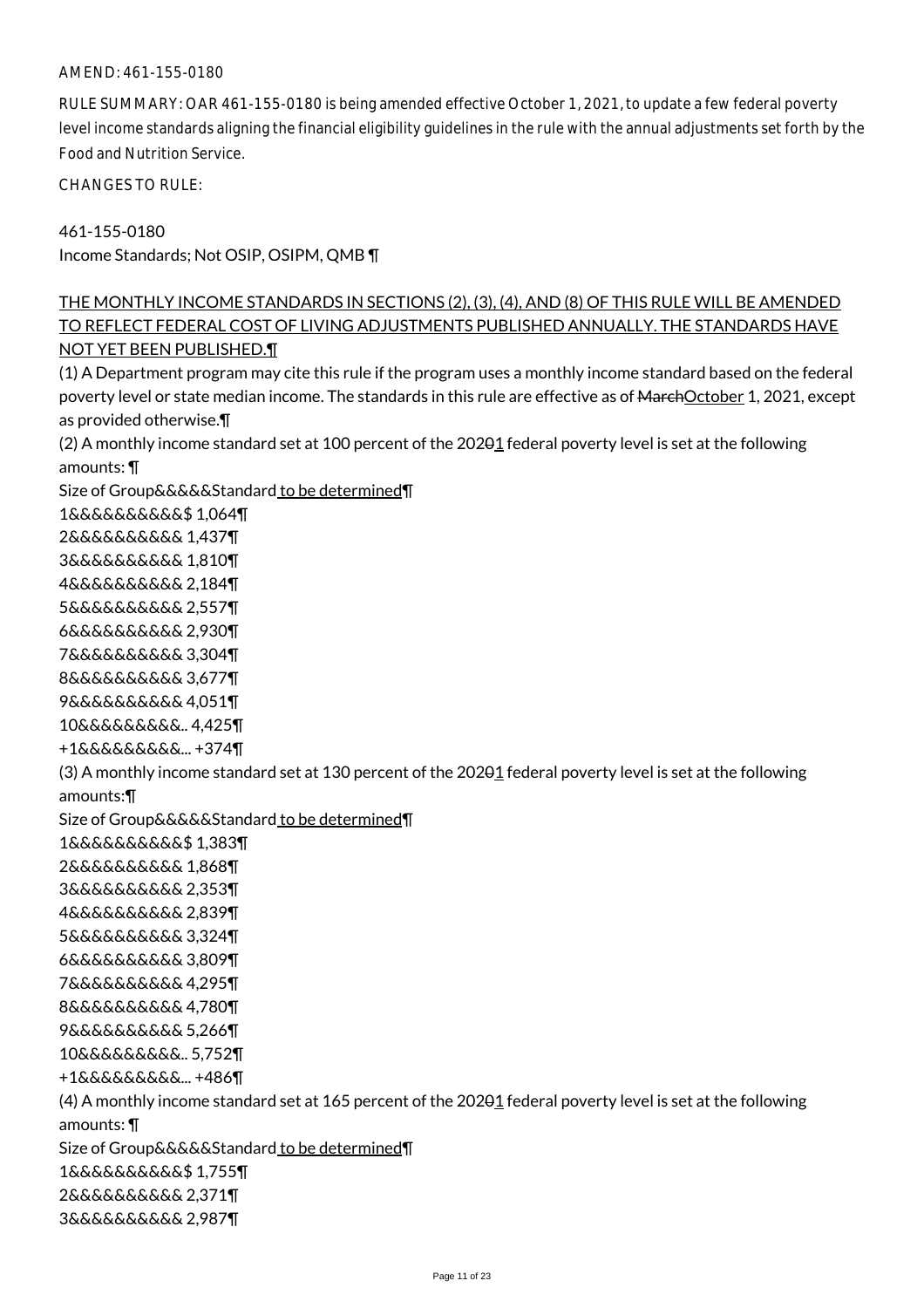AMEND: 461-155-0180

RULE SUMMARY: OAR 461-155-0180 is being amended effective October 1, 2021, to update a few federal poverty level income standards aligning the financial eligibility guidelines in the rule with the annual adjustments set forth by the Food and Nutrition Service.

CHANGES TO RULE:

461-155-0180
Income Standards; Not OSIP, OSIPM, QMB ¶

THE MONTHLY INCOME STANDARDS IN SECTIONS (2), (3), (4), AND (8) OF THIS RULE WILL BE AMENDED TO REFLECT FEDERAL COST OF LIVING ADJUSTMENTS PUBLISHED ANNUALLY. THE STANDARDS HAVE NOT YET BEEN PUBLISHED.¶

(1) A Department program may cite this rule if the program uses a monthly income standard based on the federal poverty level or state median income. The standards in this rule are effective as of ~~March~~October 1, 2021, except as provided otherwise.¶

(2) A monthly income standard set at 100 percent of the 202~~0~~1 federal poverty level is set at the following amounts: ¶

Size of Group&&&&&Standard to be determined¶
1&&&&&&&&&&$ 1,064¶
2&&&&&&&&&& 1,437¶
3&&&&&&&&&& 1,810¶
4&&&&&&&&&& 2,184¶
5&&&&&&&&&& 2,557¶
6&&&&&&&&&& 2,930¶
7&&&&&&&&&& 3,304¶
8&&&&&&&&&& 3,677¶
9&&&&&&&&&& 4,051¶
10&&&&&&&&&.. 4,425¶
+1&&&&&&&&&... +374¶

(3) A monthly income standard set at 130 percent of the 202~~0~~1 federal poverty level is set at the following amounts:¶

Size of Group&&&&&Standard to be determined¶
1&&&&&&&&&&$ 1,383¶
2&&&&&&&&&& 1,868¶
3&&&&&&&&&& 2,353¶
4&&&&&&&&&& 2,839¶
5&&&&&&&&&& 3,324¶
6&&&&&&&&&& 3,809¶
7&&&&&&&&&& 4,295¶
8&&&&&&&&&& 4,780¶
9&&&&&&&&&& 5,266¶
10&&&&&&&&&.. 5,752¶
+1&&&&&&&&&... +486¶

(4) A monthly income standard set at 165 percent of the 202~~0~~1 federal poverty level is set at the following amounts: ¶

Size of Group&&&&&Standard to be determined¶
1&&&&&&&&&&$ 1,755¶
2&&&&&&&&&& 2,371¶
3&&&&&&&&&& 2,987¶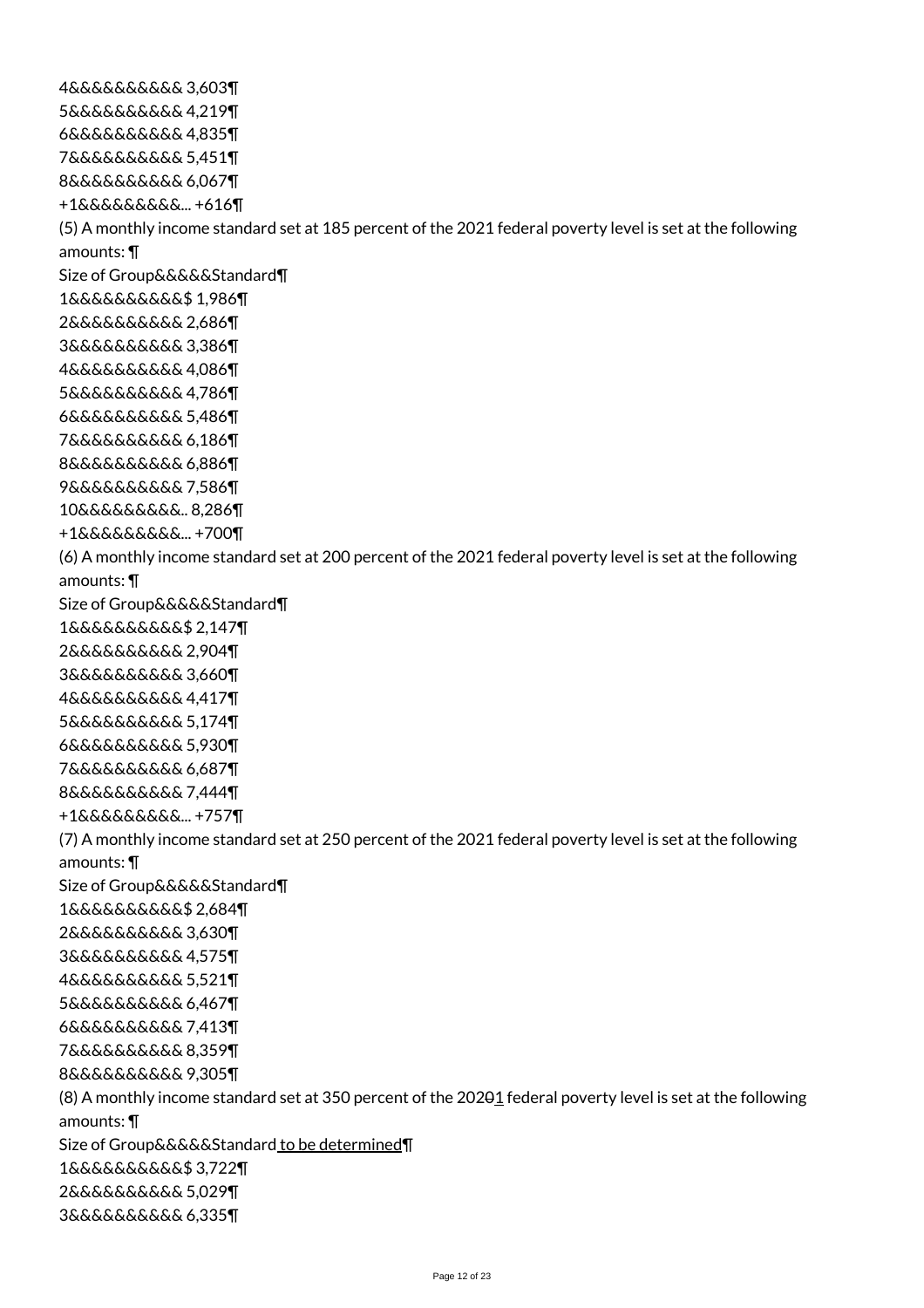4&&&&&&&&&& 3,603¶

5&&&&&&&&&& 4,219¶

6&&&&&&&&&& 4,835¶

7&&&&&&&&&& 5,451¶

8&&&&&&&&&& 6,067¶

+1&&&&&&&&&... +616¶

(5) A monthly income standard set at 185 percent of the 2021 federal poverty level is set at the following amounts: ¶

Size of Group&&&&&Standard¶

1&&&&&&&&&&$ 1,986¶

2&&&&&&&&&& 2,686¶

3&&&&&&&&&& 3,386¶

4&&&&&&&&&& 4,086¶

5&&&&&&&&&& 4,786¶

6&&&&&&&&&& 5,486¶

7&&&&&&&&&& 6,186¶

8&&&&&&&&&& 6,886¶

9&&&&&&&&&& 7,586¶

10&&&&&&&&&.. 8,286¶

+1&&&&&&&&&... +700¶

(6) A monthly income standard set at 200 percent of the 2021 federal poverty level is set at the following amounts: ¶

Size of Group&&&&&Standard¶

1&&&&&&&&&&$ 2,147¶

2&&&&&&&&&& 2,904¶

3&&&&&&&&&& 3,660¶

4&&&&&&&&&& 4,417¶

5&&&&&&&&&& 5,174¶

6&&&&&&&&&& 5,930¶

7&&&&&&&&&& 6,687¶

8&&&&&&&&&& 7,444¶

+1&&&&&&&&&... +757¶

(7) A monthly income standard set at 250 percent of the 2021 federal poverty level is set at the following amounts: ¶

Size of Group&&&&&Standard¶

1&&&&&&&&&&$ 2,684¶

2&&&&&&&&&& 3,630¶

3&&&&&&&&&& 4,575¶

4&&&&&&&&&& 5,521¶

5&&&&&&&&&& 6,467¶

6&&&&&&&&&& 7,413¶

7&&&&&&&&&& 8,359¶

8&&&&&&&&&& 9,305¶

(8) A monthly income standard set at 350 percent of the 20201 federal poverty level is set at the following amounts: ¶

Size of Group&&&&&Standard to be determined¶

1&&&&&&&&&&$ 3,722¶

2&&&&&&&&&& 5,029¶

3&&&&&&&&&& 6,335¶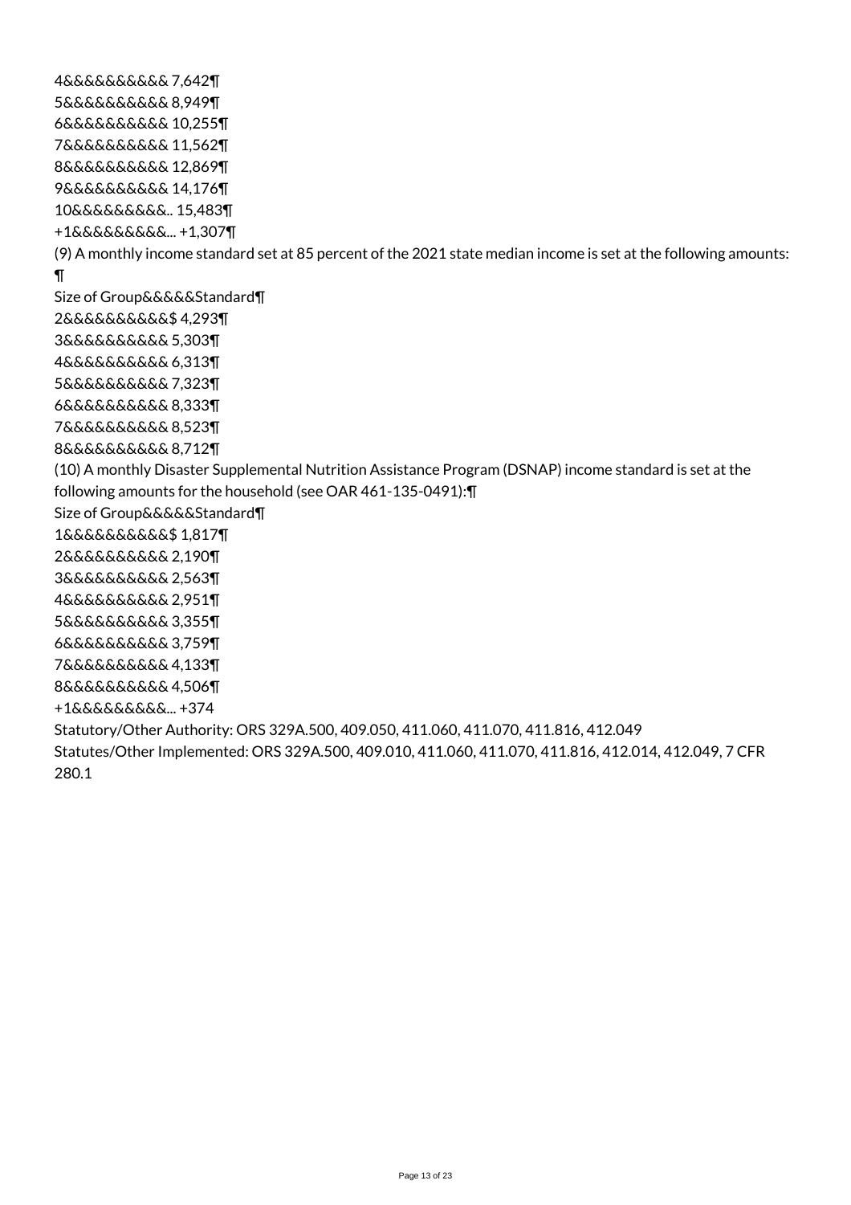4&&&&&&&&&& 7,642¶
5&&&&&&&&&& 8,949¶
6&&&&&&&&&& 10,255¶
7&&&&&&&&&& 11,562¶
8&&&&&&&&&& 12,869¶
9&&&&&&&&&& 14,176¶
10&&&&&&&&&.. 15,483¶
+1&&&&&&&&&... +1,307¶
(9) A monthly income standard set at 85 percent of the 2021 state median income is set at the following amounts:
¶
Size of Group&&&&&Standard¶
2&&&&&&&&&&$ 4,293¶
3&&&&&&&&&& 5,303¶
4&&&&&&&&&& 6,313¶
5&&&&&&&&&& 7,323¶
6&&&&&&&&&& 8,333¶
7&&&&&&&&&& 8,523¶
8&&&&&&&&&& 8,712¶
(10) A monthly Disaster Supplemental Nutrition Assistance Program (DSNAP) income standard is set at the following amounts for the household (see OAR 461-135-0491):¶
Size of Group&&&&&Standard¶
1&&&&&&&&&&$ 1,817¶
2&&&&&&&&&& 2,190¶
3&&&&&&&&&& 2,563¶
4&&&&&&&&&& 2,951¶
5&&&&&&&&&& 3,355¶
6&&&&&&&&&& 3,759¶
7&&&&&&&&&& 4,133¶
8&&&&&&&&&& 4,506¶
+1&&&&&&&&&... +374
Statutory/Other Authority: ORS 329A.500, 409.050, 411.060, 411.070, 411.816, 412.049
Statutes/Other Implemented: ORS 329A.500, 409.010, 411.060, 411.070, 411.816, 412.014, 412.049, 7 CFR 280.1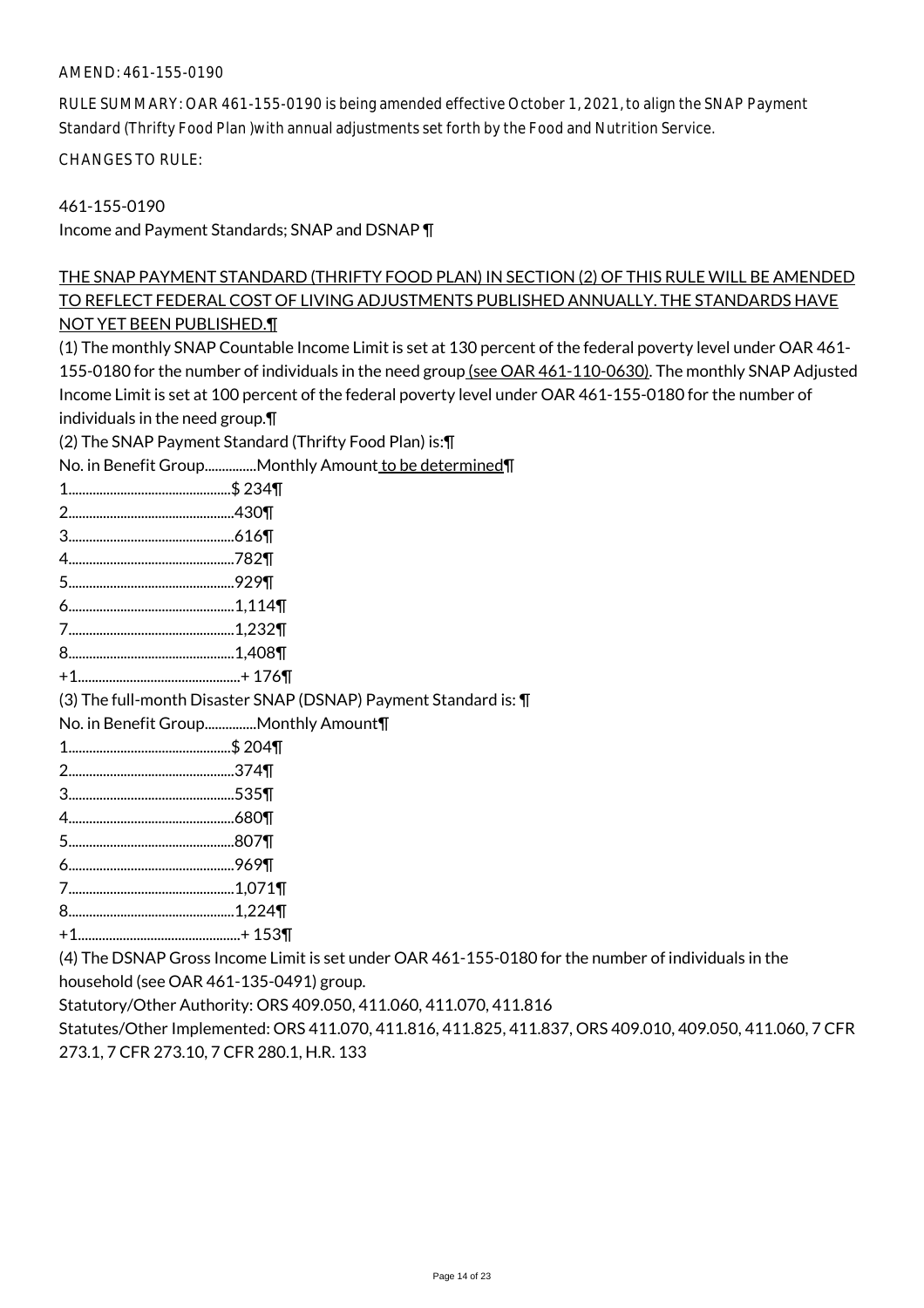AMEND: 461-155-0190

RULE SUMMARY: OAR 461-155-0190 is being amended effective October 1, 2021, to align the SNAP Payment Standard (Thrifty Food Plan )with annual adjustments set forth by the Food and Nutrition Service.

CHANGES TO RULE:

461-155-0190
Income and Payment Standards; SNAP and DSNAP ¶

<u>THE SNAP PAYMENT STANDARD (THRIFTY FOOD PLAN) IN SECTION (2) OF THIS RULE WILL BE AMENDED TO REFLECT FEDERAL COST OF LIVING ADJUSTMENTS PUBLISHED ANNUALLY. THE STANDARDS HAVE NOT YET BEEN PUBLISHED.</u>¶

(1) The monthly SNAP Countable Income Limit is set at 130 percent of the federal poverty level under OAR 461-155-0180 for the number of individuals in the need group<u> (see OAR 461-110-0630)</u>. The monthly SNAP Adjusted Income Limit is set at 100 percent of the federal poverty level under OAR 461-155-0180 for the number of individuals in the need group.¶

(2) The SNAP Payment Standard (Thrifty Food Plan) is:¶

No. in Benefit Group...............Monthly Amount<u> to be determined</u>¶

1...............................................$ 234¶

2................................................430¶

3................................................616¶

4................................................782¶

5................................................929¶

6................................................1,114¶

7................................................1,232¶

8................................................1,408¶

+1...............................................+ 176¶

(3) The full-month Disaster SNAP (DSNAP) Payment Standard is: ¶

No. in Benefit Group...............Monthly Amount¶

1...............................................$ 204¶

2................................................374¶

3................................................535¶

4................................................680¶

5................................................807¶

6................................................969¶

7................................................1,071¶

8................................................1,224¶

+1...............................................+ 153¶

(4) The DSNAP Gross Income Limit is set under OAR 461-155-0180 for the number of individuals in the household (see OAR 461-135-0491) group.

Statutory/Other Authority: ORS 409.050, 411.060, 411.070, 411.816

Statutes/Other Implemented: ORS 411.070, 411.816, 411.825, 411.837, ORS 409.010, 409.050, 411.060, 7 CFR 273.1, 7 CFR 273.10, 7 CFR 280.1, H.R. 133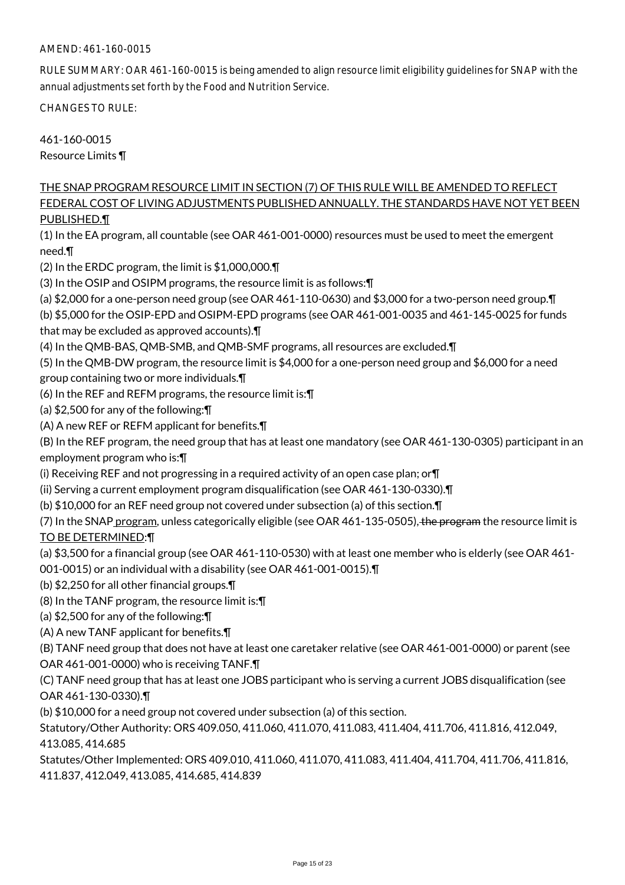AMEND: 461-160-0015

RULE SUMMARY: OAR 461-160-0015 is being amended to align resource limit eligibility guidelines for SNAP with the annual adjustments set forth by the Food and Nutrition Service.

CHANGES TO RULE:

461-160-0015
Resource Limits ¶

<u>THE SNAP PROGRAM RESOURCE LIMIT IN SECTION (7) OF THIS RULE WILL BE AMENDED TO REFLECT FEDERAL COST OF LIVING ADJUSTMENTS PUBLISHED ANNUALLY. THE STANDARDS HAVE NOT YET BEEN PUBLISHED.</u>¶

(1) In the EA program, all countable (see OAR 461-001-0000) resources must be used to meet the emergent need.¶

(2) In the ERDC program, the limit is $1,000,000.¶

(3) In the OSIP and OSIPM programs, the resource limit is as follows:¶

(a) $2,000 for a one-person need group (see OAR 461-110-0630) and $3,000 for a two-person need group.¶

(b) $5,000 for the OSIP-EPD and OSIPM-EPD programs (see OAR 461-001-0035 and 461-145-0025 for funds that may be excluded as approved accounts).¶

(4) In the QMB-BAS, QMB-SMB, and QMB-SMF programs, all resources are excluded.¶

(5) In the QMB-DW program, the resource limit is $4,000 for a one-person need group and $6,000 for a need group containing two or more individuals.¶

(6) In the REF and REFM programs, the resource limit is:¶

(a) $2,500 for any of the following:¶

(A) A new REF or REFM applicant for benefits.¶

(B) In the REF program, the need group that has at least one mandatory (see OAR 461-130-0305) participant in an employment program who is:¶

(i) Receiving REF and not progressing in a required activity of an open case plan; or¶

(ii) Serving a current employment program disqualification (see OAR 461-130-0330).¶

(b) $10,000 for an REF need group not covered under subsection (a) of this section.¶

(7) In the SNAP<u> program</u>, unless categorically eligible (see OAR 461-135-0505), ~~the program~~ the resource limit is <u>TO BE DETERMINED</u>:¶

(a) $3,500 for a financial group (see OAR 461-110-0530) with at least one member who is elderly (see OAR 461-001-0015) or an individual with a disability (see OAR 461-001-0015).¶

(b) $2,250 for all other financial groups.¶

(8) In the TANF program, the resource limit is:¶

(a) $2,500 for any of the following:¶

(A) A new TANF applicant for benefits.¶

(B) TANF need group that does not have at least one caretaker relative (see OAR 461-001-0000) or parent (see OAR 461-001-0000) who is receiving TANF.¶

(C) TANF need group that has at least one JOBS participant who is serving a current JOBS disqualification (see OAR 461-130-0330).¶

(b) $10,000 for a need group not covered under subsection (a) of this section.

Statutory/Other Authority: ORS 409.050, 411.060, 411.070, 411.083, 411.404, 411.706, 411.816, 412.049, 413.085, 414.685

Statutes/Other Implemented: ORS 409.010, 411.060, 411.070, 411.083, 411.404, 411.704, 411.706, 411.816, 411.837, 412.049, 413.085, 414.685, 414.839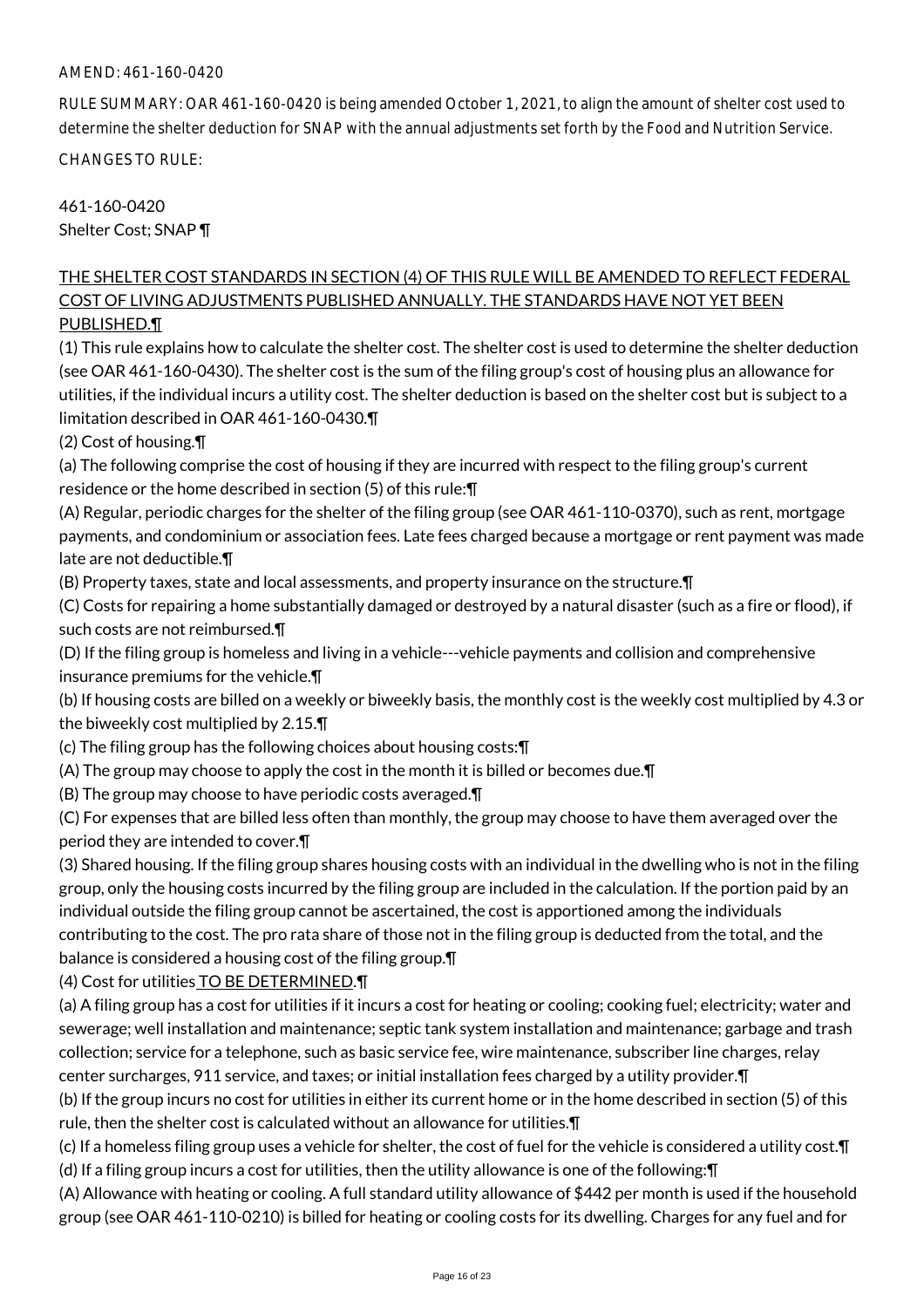AMEND: 461-160-0420

RULE SUMMARY: OAR 461-160-0420 is being amended October 1, 2021, to align the amount of shelter cost used to determine the shelter deduction for SNAP with the annual adjustments set forth by the Food and Nutrition Service.

CHANGES TO RULE:

461-160-0420
Shelter Cost; SNAP ¶

THE SHELTER COST STANDARDS IN SECTION (4) OF THIS RULE WILL BE AMENDED TO REFLECT FEDERAL COST OF LIVING ADJUSTMENTS PUBLISHED ANNUALLY. THE STANDARDS HAVE NOT YET BEEN PUBLISHED.¶

(1) This rule explains how to calculate the shelter cost. The shelter cost is used to determine the shelter deduction (see OAR 461-160-0430). The shelter cost is the sum of the filing group's cost of housing plus an allowance for utilities, if the individual incurs a utility cost. The shelter deduction is based on the shelter cost but is subject to a limitation described in OAR 461-160-0430.¶

(2) Cost of housing.¶

(a) The following comprise the cost of housing if they are incurred with respect to the filing group's current residence or the home described in section (5) of this rule:¶

(A) Regular, periodic charges for the shelter of the filing group (see OAR 461-110-0370), such as rent, mortgage payments, and condominium or association fees. Late fees charged because a mortgage or rent payment was made late are not deductible.¶

(B) Property taxes, state and local assessments, and property insurance on the structure.¶

(C) Costs for repairing a home substantially damaged or destroyed by a natural disaster (such as a fire or flood), if such costs are not reimbursed.¶

(D) If the filing group is homeless and living in a vehicle---vehicle payments and collision and comprehensive insurance premiums for the vehicle.¶

(b) If housing costs are billed on a weekly or biweekly basis, the monthly cost is the weekly cost multiplied by 4.3 or the biweekly cost multiplied by 2.15.¶

(c) The filing group has the following choices about housing costs:¶

(A) The group may choose to apply the cost in the month it is billed or becomes due.¶

(B) The group may choose to have periodic costs averaged.¶

(C) For expenses that are billed less often than monthly, the group may choose to have them averaged over the period they are intended to cover.¶

(3) Shared housing. If the filing group shares housing costs with an individual in the dwelling who is not in the filing group, only the housing costs incurred by the filing group are included in the calculation. If the portion paid by an individual outside the filing group cannot be ascertained, the cost is apportioned among the individuals contributing to the cost. The pro rata share of those not in the filing group is deducted from the total, and the balance is considered a housing cost of the filing group.¶

(4) Cost for utilities TO BE DETERMINED.¶

(a) A filing group has a cost for utilities if it incurs a cost for heating or cooling; cooking fuel; electricity; water and sewerage; well installation and maintenance; septic tank system installation and maintenance; garbage and trash collection; service for a telephone, such as basic service fee, wire maintenance, subscriber line charges, relay center surcharges, 911 service, and taxes; or initial installation fees charged by a utility provider.¶

(b) If the group incurs no cost for utilities in either its current home or in the home described in section (5) of this rule, then the shelter cost is calculated without an allowance for utilities.¶

(c) If a homeless filing group uses a vehicle for shelter, the cost of fuel for the vehicle is considered a utility cost.¶

(d) If a filing group incurs a cost for utilities, then the utility allowance is one of the following:¶

(A) Allowance with heating or cooling. A full standard utility allowance of $442 per month is used if the household group (see OAR 461-110-0210) is billed for heating or cooling costs for its dwelling. Charges for any fuel and for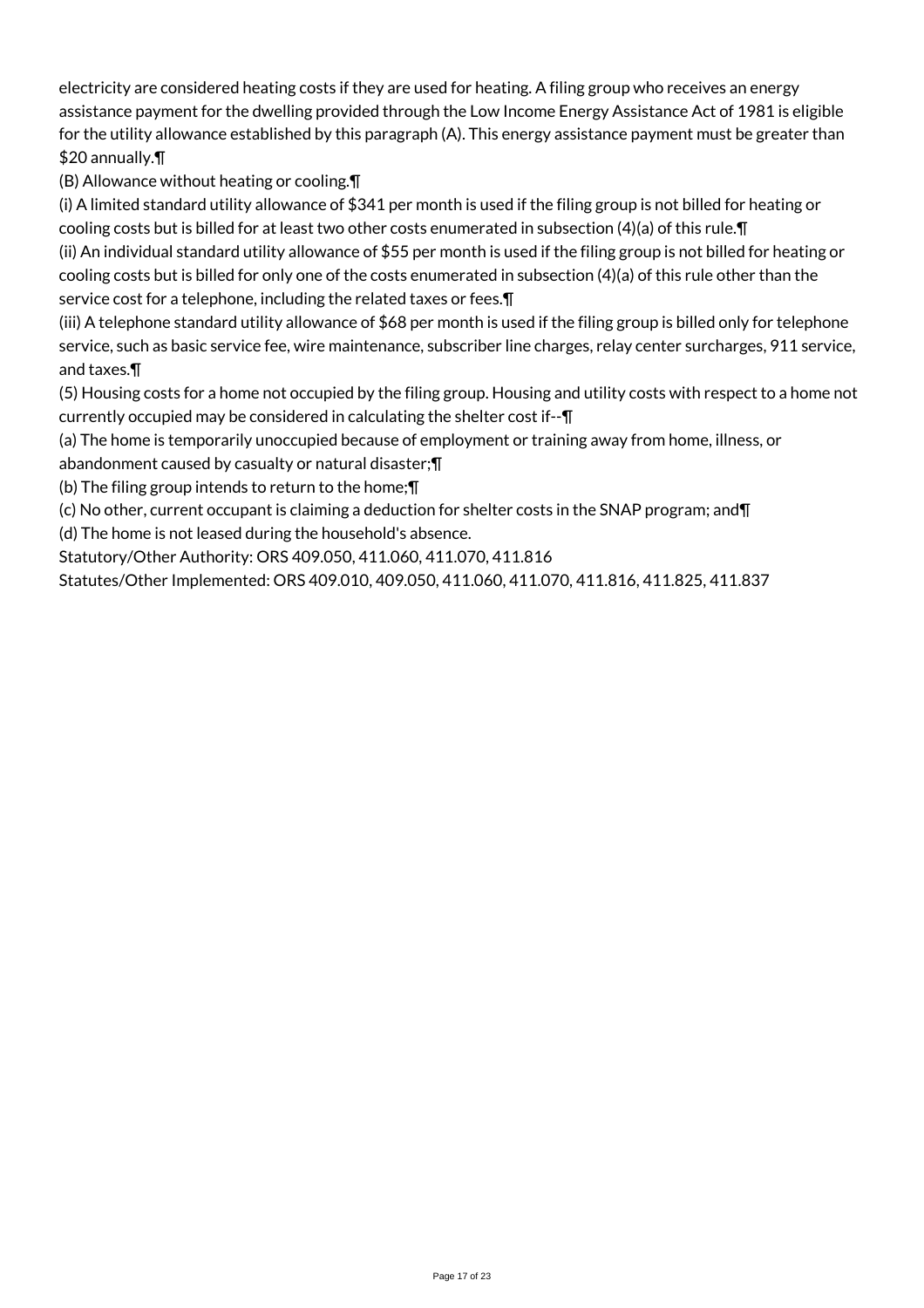electricity are considered heating costs if they are used for heating. A filing group who receives an energy assistance payment for the dwelling provided through the Low Income Energy Assistance Act of 1981 is eligible for the utility allowance established by this paragraph (A). This energy assistance payment must be greater than $20 annually.¶

(B) Allowance without heating or cooling.¶

(i) A limited standard utility allowance of $341 per month is used if the filing group is not billed for heating or cooling costs but is billed for at least two other costs enumerated in subsection (4)(a) of this rule.¶

(ii) An individual standard utility allowance of $55 per month is used if the filing group is not billed for heating or cooling costs but is billed for only one of the costs enumerated in subsection (4)(a) of this rule other than the service cost for a telephone, including the related taxes or fees.¶

(iii) A telephone standard utility allowance of $68 per month is used if the filing group is billed only for telephone service, such as basic service fee, wire maintenance, subscriber line charges, relay center surcharges, 911 service, and taxes.¶

(5) Housing costs for a home not occupied by the filing group. Housing and utility costs with respect to a home not currently occupied may be considered in calculating the shelter cost if--¶

(a) The home is temporarily unoccupied because of employment or training away from home, illness, or abandonment caused by casualty or natural disaster;¶

(b) The filing group intends to return to the home;¶

(c) No other, current occupant is claiming a deduction for shelter costs in the SNAP program; and¶

(d) The home is not leased during the household's absence.

Statutory/Other Authority: ORS 409.050, 411.060, 411.070, 411.816

Statutes/Other Implemented: ORS 409.010, 409.050, 411.060, 411.070, 411.816, 411.825, 411.837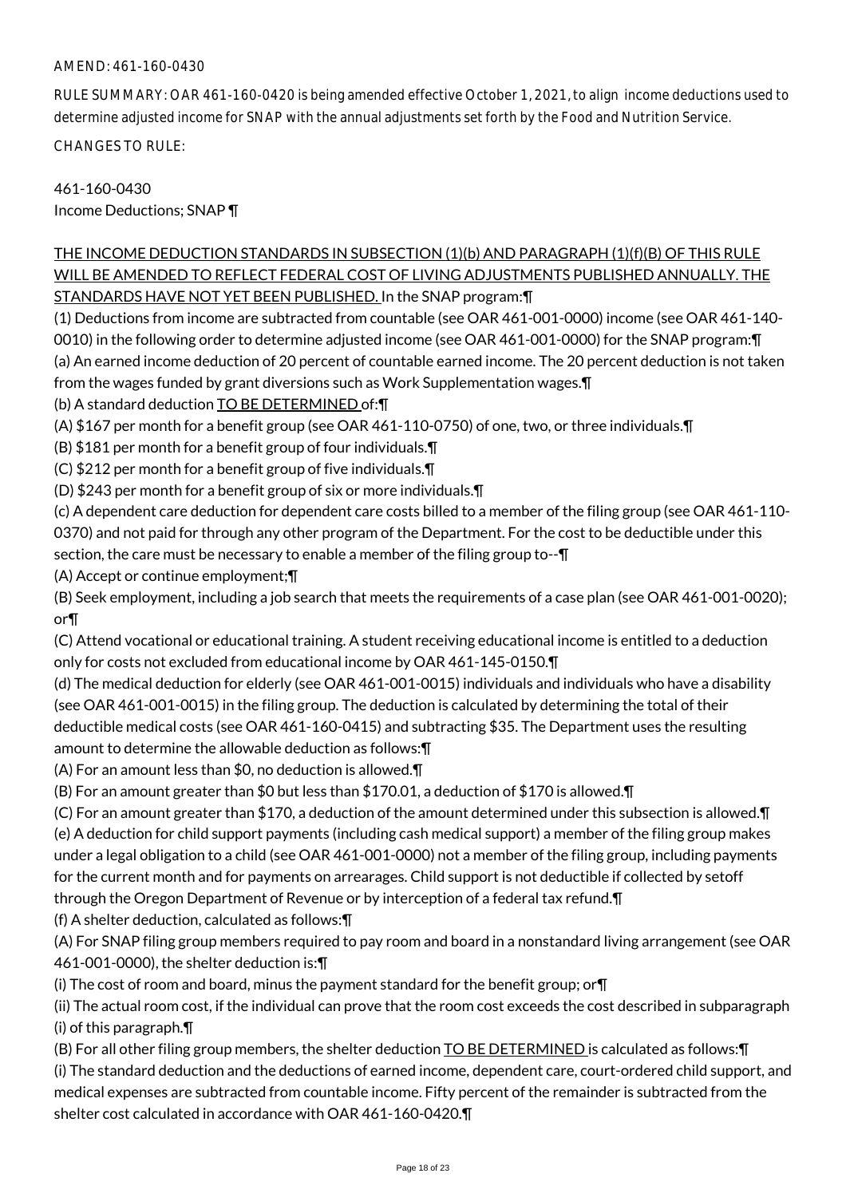AMEND: 461-160-0430

RULE SUMMARY: OAR 461-160-0420 is being amended effective October 1, 2021, to align income deductions used to determine adjusted income for SNAP with the annual adjustments set forth by the Food and Nutrition Service.

CHANGES TO RULE:

461-160-0430
Income Deductions; SNAP ¶

<u>THE INCOME DEDUCTION STANDARDS IN SUBSECTION (1)(b) AND PARAGRAPH (1)(f)(B) OF THIS RULE WILL BE AMENDED TO REFLECT FEDERAL COST OF LIVING ADJUSTMENTS PUBLISHED ANNUALLY. THE STANDARDS HAVE NOT YET BEEN PUBLISHED. I</u>n the SNAP program:¶

(1) Deductions from income are subtracted from countable (see OAR 461-001-0000) income (see OAR 461-140-0010) in the following order to determine adjusted income (see OAR 461-001-0000) for the SNAP program:¶

(a) An earned income deduction of 20 percent of countable earned income. The 20 percent deduction is not taken from the wages funded by grant diversions such as Work Supplementation wages.¶

(b) A standard deduction <u>TO BE DETERMINED</u> of:¶

(A) $167 per month for a benefit group (see OAR 461-110-0750) of one, two, or three individuals.¶

(B) $181 per month for a benefit group of four individuals.¶

(C) $212 per month for a benefit group of five individuals.¶

(D) $243 per month for a benefit group of six or more individuals.¶

(c) A dependent care deduction for dependent care costs billed to a member of the filing group (see OAR 461-110-0370) and not paid for through any other program of the Department. For the cost to be deductible under this section, the care must be necessary to enable a member of the filing group to--¶

(A) Accept or continue employment;¶

(B) Seek employment, including a job search that meets the requirements of a case plan (see OAR 461-001-0020); or¶

(C) Attend vocational or educational training. A student receiving educational income is entitled to a deduction only for costs not excluded from educational income by OAR 461-145-0150.¶

(d) The medical deduction for elderly (see OAR 461-001-0015) individuals and individuals who have a disability (see OAR 461-001-0015) in the filing group. The deduction is calculated by determining the total of their deductible medical costs (see OAR 461-160-0415) and subtracting $35. The Department uses the resulting amount to determine the allowable deduction as follows:¶

(A) For an amount less than $0, no deduction is allowed.¶

(B) For an amount greater than $0 but less than $170.01, a deduction of $170 is allowed.¶

(C) For an amount greater than $170, a deduction of the amount determined under this subsection is allowed.¶

(e) A deduction for child support payments (including cash medical support) a member of the filing group makes under a legal obligation to a child (see OAR 461-001-0000) not a member of the filing group, including payments for the current month and for payments on arrearages. Child support is not deductible if collected by setoff through the Oregon Department of Revenue or by interception of a federal tax refund.¶

(f) A shelter deduction, calculated as follows:¶

(A) For SNAP filing group members required to pay room and board in a nonstandard living arrangement (see OAR 461-001-0000), the shelter deduction is:¶

(i) The cost of room and board, minus the payment standard for the benefit group; or¶

(ii) The actual room cost, if the individual can prove that the room cost exceeds the cost described in subparagraph (i) of this paragraph.¶

(B) For all other filing group members, the shelter deduction <u>TO BE DETERMINED</u> is calculated as follows:¶

(i) The standard deduction and the deductions of earned income, dependent care, court-ordered child support, and medical expenses are subtracted from countable income. Fifty percent of the remainder is subtracted from the shelter cost calculated in accordance with OAR 461-160-0420.¶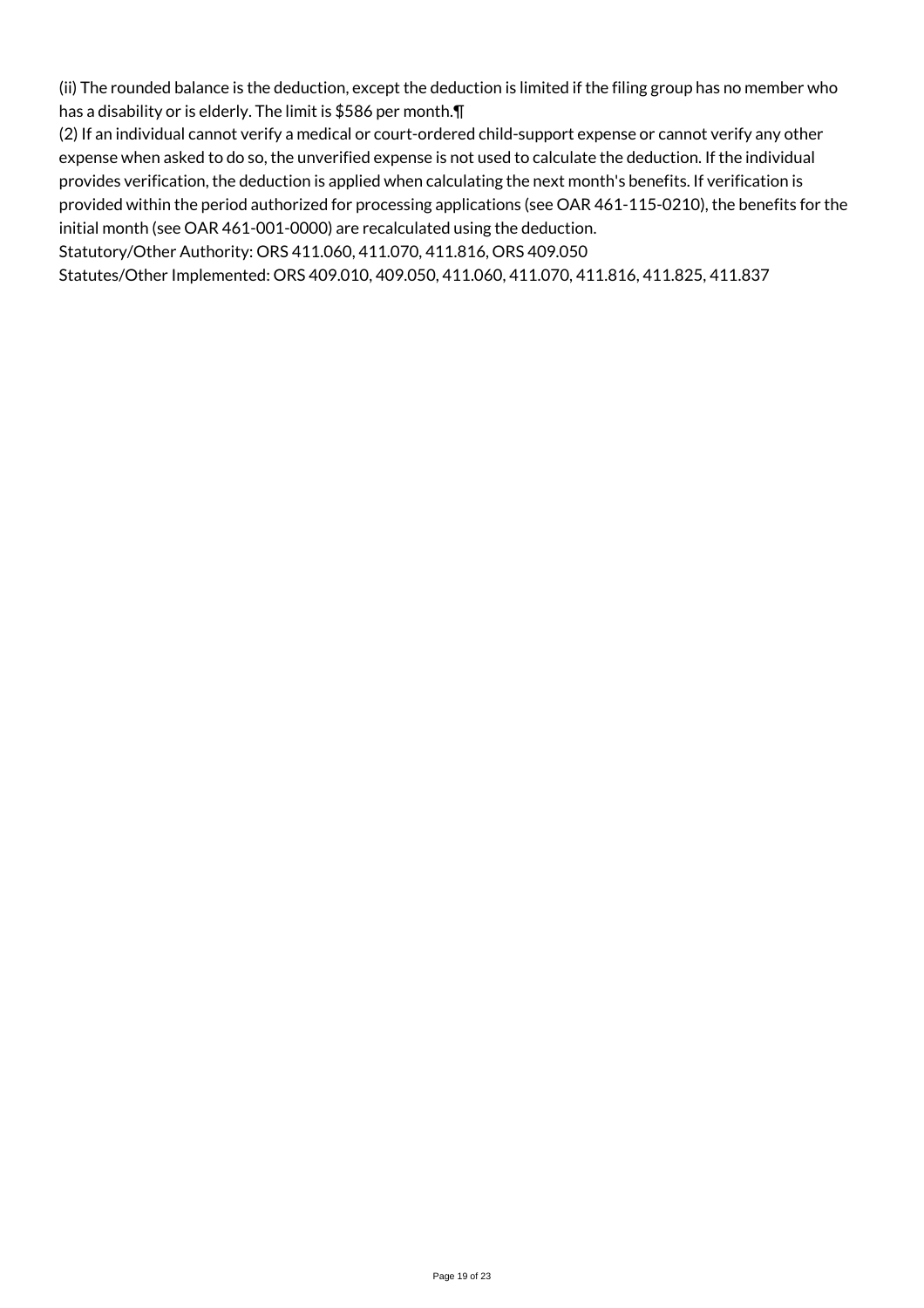(ii) The rounded balance is the deduction, except the deduction is limited if the filing group has no member who has a disability or is elderly. The limit is $586 per month.¶

(2) If an individual cannot verify a medical or court-ordered child-support expense or cannot verify any other expense when asked to do so, the unverified expense is not used to calculate the deduction. If the individual provides verification, the deduction is applied when calculating the next month's benefits. If verification is provided within the period authorized for processing applications (see OAR 461-115-0210), the benefits for the initial month (see OAR 461-001-0000) are recalculated using the deduction.

Statutory/Other Authority: ORS 411.060, 411.070, 411.816, ORS 409.050

Statutes/Other Implemented: ORS 409.010, 409.050, 411.060, 411.070, 411.816, 411.825, 411.837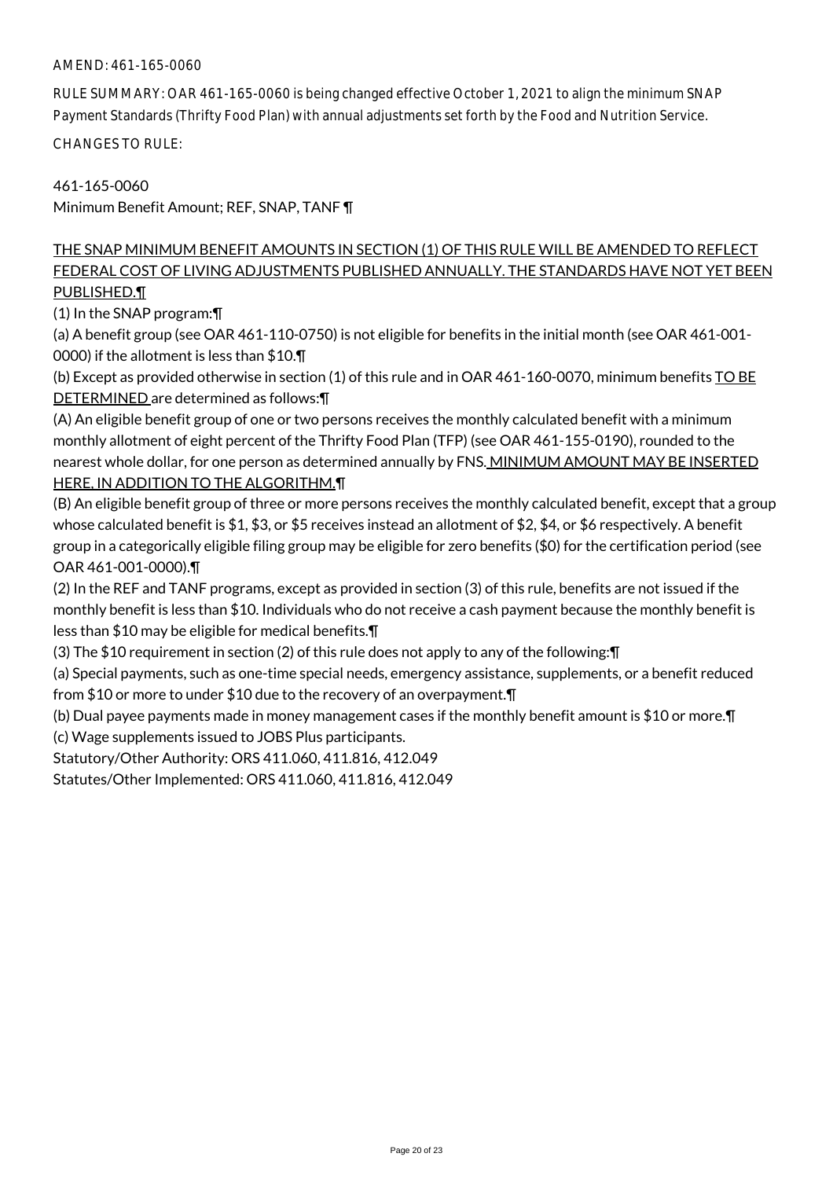AMEND: 461-165-0060

RULE SUMMARY: OAR 461-165-0060 is being changed effective October 1, 2021 to align the minimum SNAP Payment Standards (Thrifty Food Plan) with annual adjustments set forth by the Food and Nutrition Service.

CHANGES TO RULE:

461-165-0060
Minimum Benefit Amount; REF, SNAP, TANF ¶

<u>THE SNAP MINIMUM BENEFIT AMOUNTS IN SECTION (1) OF THIS RULE WILL BE AMENDED TO REFLECT FEDERAL COST OF LIVING ADJUSTMENTS PUBLISHED ANNUALLY. THE STANDARDS HAVE NOT YET BEEN PUBLISHED.</u>¶

(1) In the SNAP program:¶

(a) A benefit group (see OAR 461-110-0750) is not eligible for benefits in the initial month (see OAR 461-001-0000) if the allotment is less than $10.¶

(b) Except as provided otherwise in section (1) of this rule and in OAR 461-160-0070, minimum benefits <u>TO BE DETERMINED</u> are determined as follows:¶

(A) An eligible benefit group of one or two persons receives the monthly calculated benefit with a minimum monthly allotment of eight percent of the Thrifty Food Plan (TFP) (see OAR 461-155-0190), rounded to the nearest whole dollar, for one person as determined annually by FNS<u>. MINIMUM AMOUNT MAY BE INSERTED HERE, IN ADDITION TO THE ALGORITHM.</u>¶

(B) An eligible benefit group of three or more persons receives the monthly calculated benefit, except that a group whose calculated benefit is $1, $3, or $5 receives instead an allotment of $2, $4, or $6 respectively. A benefit group in a categorically eligible filing group may be eligible for zero benefits ($0) for the certification period (see OAR 461-001-0000).¶

(2) In the REF and TANF programs, except as provided in section (3) of this rule, benefits are not issued if the monthly benefit is less than $10. Individuals who do not receive a cash payment because the monthly benefit is less than $10 may be eligible for medical benefits.¶

(3) The $10 requirement in section (2) of this rule does not apply to any of the following:¶

(a) Special payments, such as one-time special needs, emergency assistance, supplements, or a benefit reduced from $10 or more to under $10 due to the recovery of an overpayment.¶

(b) Dual payee payments made in money management cases if the monthly benefit amount is $10 or more.¶

(c) Wage supplements issued to JOBS Plus participants.

Statutory/Other Authority: ORS 411.060, 411.816, 412.049
Statutes/Other Implemented: ORS 411.060, 411.816, 412.049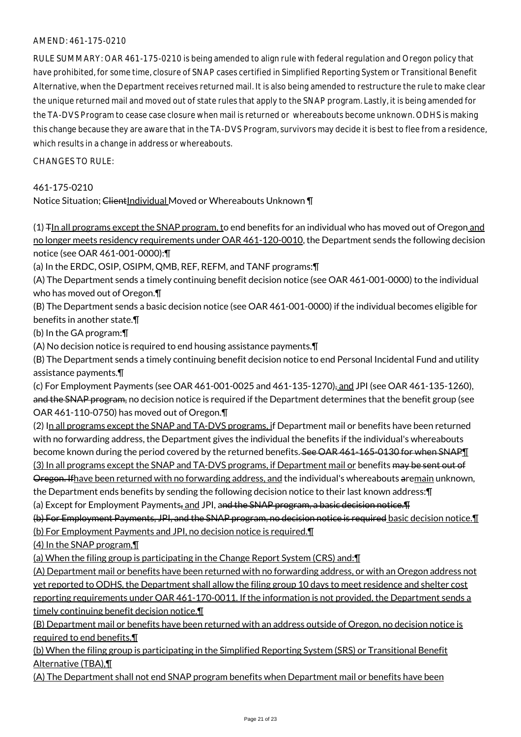AMEND: 461-175-0210

RULE SUMMARY: OAR 461-175-0210 is being amended to align rule with federal regulation and Oregon policy that have prohibited, for some time, closure of SNAP cases certified in Simplified Reporting System or Transitional Benefit Alternative, when the Department receives returned mail. It is also being amended to restructure the rule to make clear the unique returned mail and moved out of state rules that apply to the SNAP program. Lastly, it is being amended for the TA-DVS Program to cease case closure when mail is returned or whereabouts become unknown. ODHS is making this change because they are aware that in the TA-DVS Program, survivors may decide it is best to flee from a residence, which results in a change in address or whereabouts.

CHANGES TO RULE:

461-175-0210

Notice Situation; ClientIndividual Moved or Whereabouts Unknown ¶

(1) TIn all programs except the SNAP program, to end benefits for an individual who has moved out of Oregon and no longer meets residency requirements under OAR 461-120-0010, the Department sends the following decision notice (see OAR 461-001-0000):¶

(a) In the ERDC, OSIP, OSIPM, QMB, REF, REFM, and TANF programs:¶

(A) The Department sends a timely continuing benefit decision notice (see OAR 461-001-0000) to the individual who has moved out of Oregon.¶

(B) The Department sends a basic decision notice (see OAR 461-001-0000) if the individual becomes eligible for benefits in another state.¶

(b) In the GA program:¶

(A) No decision notice is required to end housing assistance payments.¶

(B) The Department sends a timely continuing benefit decision notice to end Personal Incidental Fund and utility assistance payments.¶

(c) For Employment Payments (see OAR 461-001-0025 and 461-135-1270), and JPI (see OAR 461-135-1260), and the SNAP program, no decision notice is required if the Department determines that the benefit group (see OAR 461-110-0750) has moved out of Oregon.¶

(2) In all programs except the SNAP and TA-DVS programs, if Department mail or benefits have been returned with no forwarding address, the Department gives the individual the benefits if the individual's whereabouts become known during the period covered by the returned benefits. See OAR 461-165-0130 for when SNAP¶

(3) In all programs except the SNAP and TA-DVS programs, if Department mail or benefits may be sent out of Oregon. Ifhave been returned with no forwarding address, and the individual's whereabouts aremain unknown, the Department ends benefits by sending the following decision notice to their last known address:¶

(a) Except for Employment Payments, and JPI, and the SNAP program, a basic decision notice.¶

(b) For Employment Payments, JPI, and the SNAP program, no decision notice is required basic decision notice.¶

(b) For Employment Payments and JPI, no decision notice is required.¶

(4) In the SNAP program,¶

(a) When the filing group is participating in the Change Report System (CRS) and:¶

(A) Department mail or benefits have been returned with no forwarding address, or with an Oregon address not yet reported to ODHS, the Department shall allow the filing group 10 days to meet residence and shelter cost reporting requirements under OAR 461-170-0011. If the information is not provided, the Department sends a timely continuing benefit decision notice.¶

(B) Department mail or benefits have been returned with an address outside of Oregon, no decision notice is required to end benefits.¶

(b) When the filing group is participating in the Simplified Reporting System (SRS) or Transitional Benefit Alternative (TBA),¶

(A) The Department shall not end SNAP program benefits when Department mail or benefits have been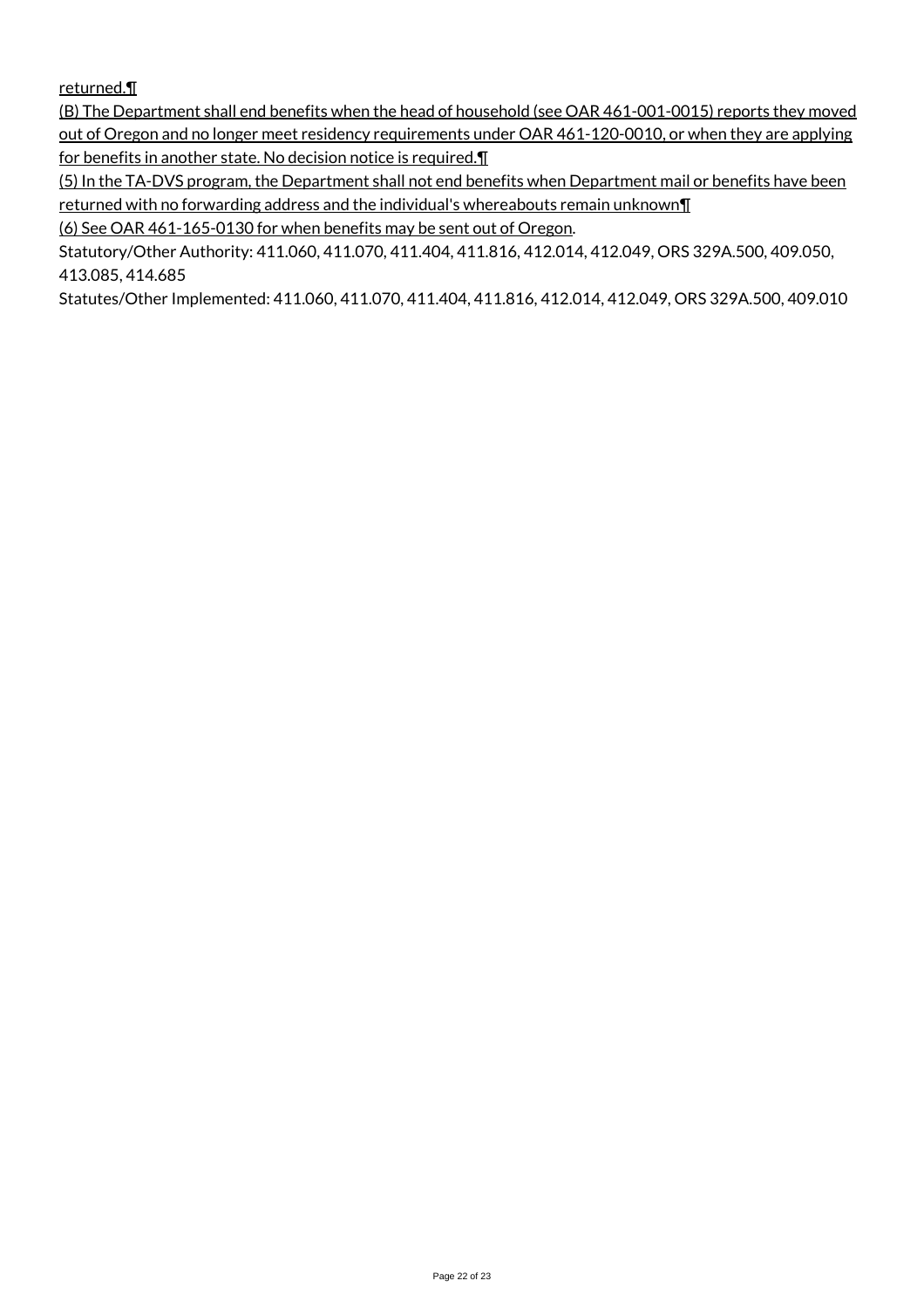returned.¶

(B) The Department shall end benefits when the head of household (see OAR 461-001-0015) reports they moved out of Oregon and no longer meet residency requirements under OAR 461-120-0010, or when they are applying for benefits in another state. No decision notice is required.¶

(5) In the TA-DVS program, the Department shall not end benefits when Department mail or benefits have been returned with no forwarding address and the individual's whereabouts remain unknown¶

(6) See OAR 461-165-0130 for when benefits may be sent out of Oregon.

Statutory/Other Authority: 411.060, 411.070, 411.404, 411.816, 412.014, 412.049, ORS 329A.500, 409.050, 413.085, 414.685

Statutes/Other Implemented: 411.060, 411.070, 411.404, 411.816, 412.014, 412.049, ORS 329A.500, 409.010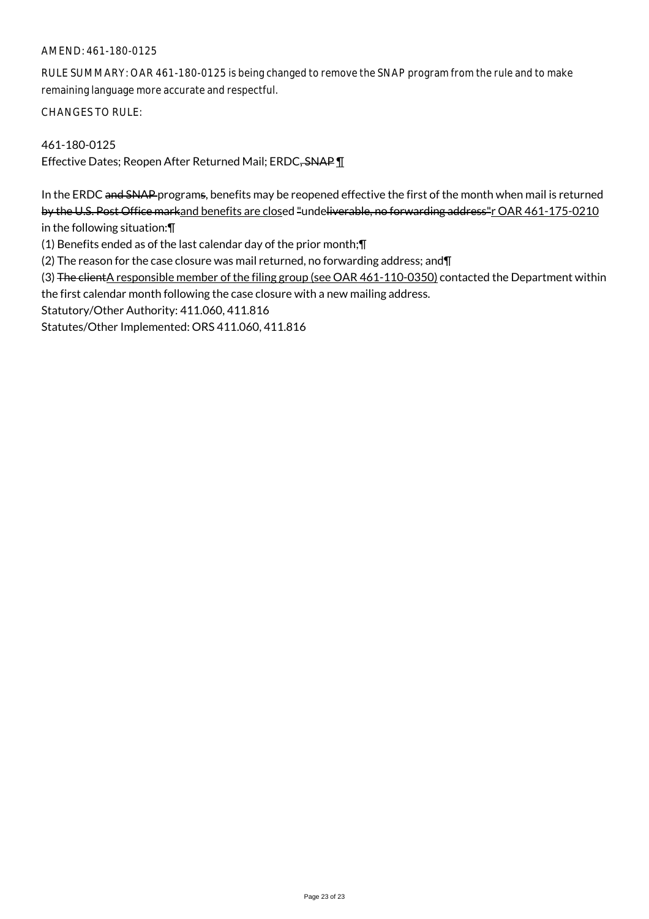AMEND: 461-180-0125

RULE SUMMARY: OAR 461-180-0125 is being changed to remove the SNAP program from the rule and to make remaining language more accurate and respectful.

CHANGES TO RULE:

461-180-0125
Effective Dates; Reopen After Returned Mail; ERDC~~, SNAP~~ ¶

In the ERDC ~~and SNAP~~ program~~s~~, benefits may be reopened effective the first of the month when mail is returned ~~by the U.S. Post Office mark~~and benefits are closed ~~"unde~~liverable, no forwarding address"r OAR 461-175-0210 in the following situation:¶

(1) Benefits ended as of the last calendar day of the prior month;¶

(2) The reason for the case closure was mail returned, no forwarding address; and¶

(3) ~~The client~~A responsible member of the filing group (see OAR 461-110-0350) contacted the Department within the first calendar month following the case closure with a new mailing address.

Statutory/Other Authority: 411.060, 411.816

Statutes/Other Implemented: ORS 411.060, 411.816